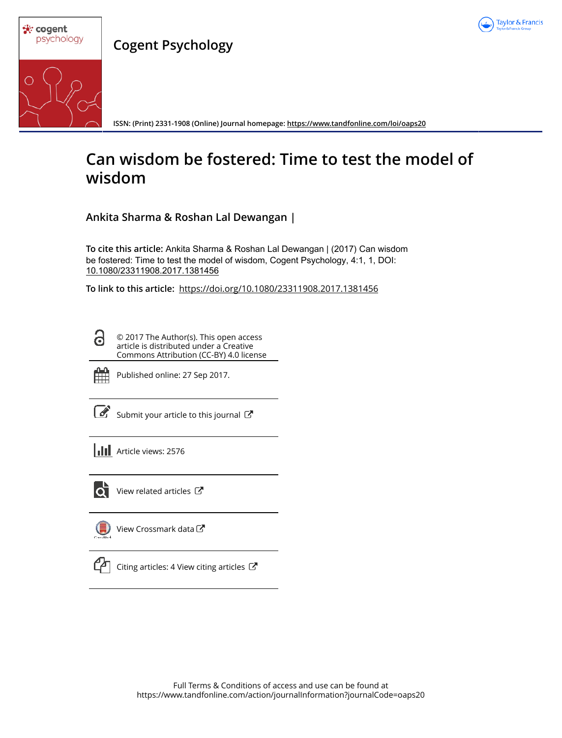# Cogent Psychology

ISSN: (Print) 2331-1908 (Online) Journal homepage: https://www.tandfonline.com/loi/oaps20

# Can wisdom be fostered: Time to test the model of wisdom

**Ankita Sharma & Roshan Lal Dewangan |**

**To cite this article:** Ankita Sharma & Roshan Lal Dewangan | (2017) Can wisdom be fostered: Time to test the model of wisdom, Cogent Psychology, 4:1, 1, DOI: 10.1080/23311908.2017.1381456

**To link to this article:** https://doi.org/10.1080/23311908.2017.1381456

© 2017 The Author(s). This open access article is distributed under a Creative Commons Attribution (CC-BY) 4.0 license

Published online: 27 Sep 2017.

Submit your article to this journal

Article views: 2576

View related articles

View Crossmark data

Citing articles: 4 View citing articles

Full Terms & Conditions of access and use can be found at
https://www.tandfonline.com/action/journalInformation?journalCode=oaps20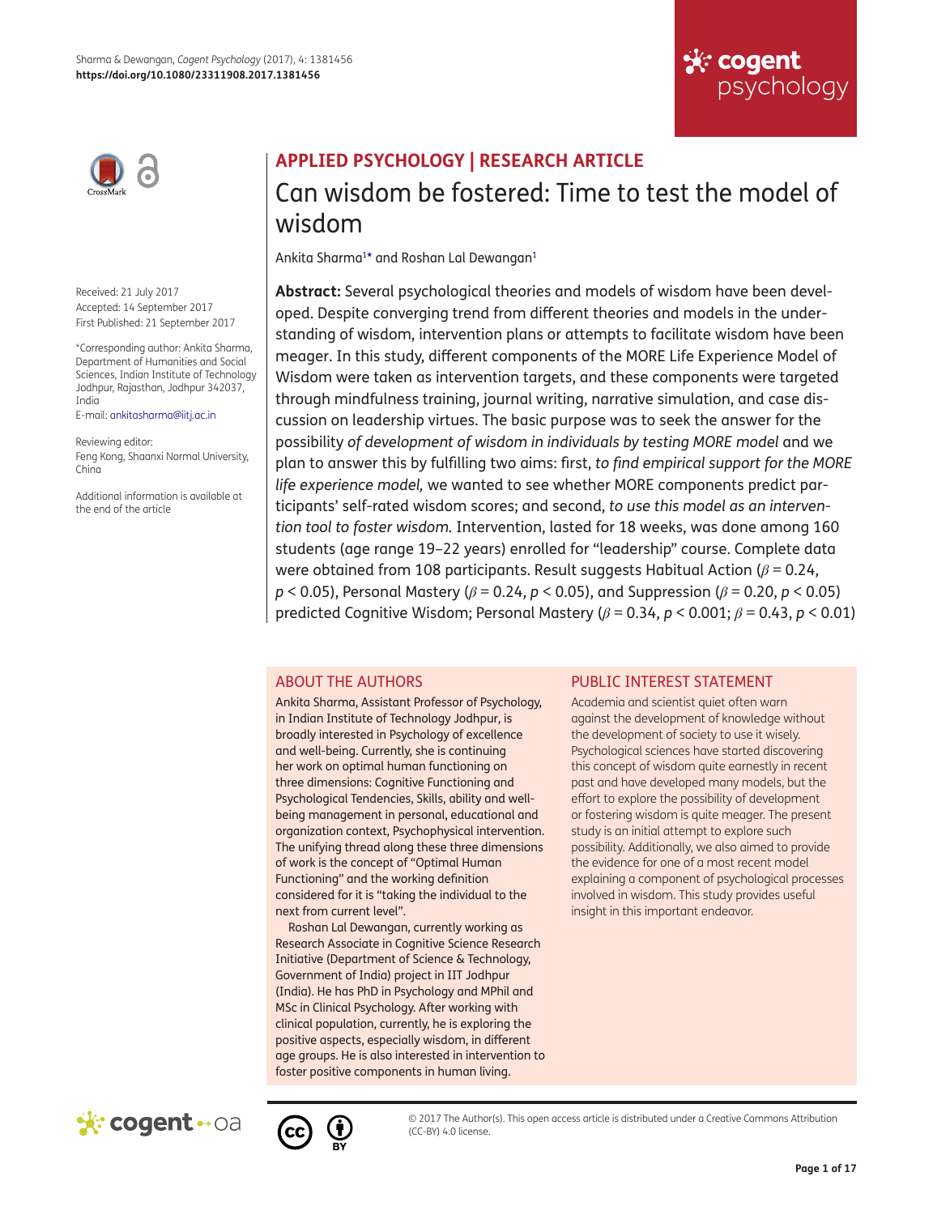# Can wisdom be fostered: Time to test the model of wisdom

Ankita Sharma[1*] and Roshan Lal Dewangan[1]

Received: 21 July 2017
Accepted: 14 September 2017
First Published: 21 September 2017

*Corresponding author: Ankita Sharma, Department of Humanities and Social Sciences, Indian Institute of Technology Jodhpur, Rajasthan, Jodhpur 342037, India
E-mail: ankitasharma@iitj.ac.in

Reviewing editor:
Feng Kong, Shaanxi Normal University, China

Additional information is available at the end of the article

**APPLIED PSYCHOLOGY | RESEARCH ARTICLE**

**Abstract:** Several psychological theories and models of wisdom have been developed. Despite converging trend from different theories and models in the understanding of wisdom, intervention plans or attempts to facilitate wisdom have been meager. In this study, different components of the MORE Life Experience Model of Wisdom were taken as intervention targets, and these components were targeted through mindfulness training, journal writing, narrative simulation, and case discussion on leadership virtues. The basic purpose was to seek the answer for the possibility *of development of wisdom in individuals by testing MORE model* and we plan to answer this by fulfilling two aims: first, *to find empirical support for the MORE life experience model,* we wanted to see whether MORE components predict participants' self-rated wisdom scores; and second, *to use this model as an intervention tool to foster wisdom.* Intervention, lasted for 18 weeks, was done among 160 students (age range 19–22 years) enrolled for "leadership" course. Complete data were obtained from 108 participants. Result suggests Habitual Action ($\beta = 0.24$, $p < 0.05$), Personal Mastery ($\beta = 0.24$, $p < 0.05$), and Suppression ($\beta = 0.20$, $p < 0.05$) predicted Cognitive Wisdom; Personal Mastery ($\beta = 0.34$, $p < 0.001$; $\beta = 0.43$, $p < 0.01$)

## ABOUT THE AUTHORS

Ankita Sharma, Assistant Professor of Psychology, in Indian Institute of Technology Jodhpur, is broadly interested in Psychology of excellence and well-being. Currently, she is continuing her work on optimal human functioning on three dimensions: Cognitive Functioning and Psychological Tendencies, Skills, ability and well-being management in personal, educational and organization context, Psychophysical intervention. The unifying thread along these three dimensions of work is the concept of "Optimal Human Functioning" and the working definition considered for it is "taking the individual to the next from current level".

Roshan Lal Dewangan, currently working as Research Associate in Cognitive Science Research Initiative (Department of Science & Technology, Government of India) project in IIT Jodhpur (India). He has PhD in Psychology and MPhil and MSc in Clinical Psychology. After working with clinical population, currently, he is exploring the positive aspects, especially wisdom, in different age groups. He is also interested in intervention to foster positive components in human living.

## PUBLIC INTEREST STATEMENT

Academia and scientist quiet often warn against the development of knowledge without the development of society to use it wisely. Psychological sciences have started discovering this concept of wisdom quite earnestly in recent past and have developed many models, but the effort to explore the possibility of development or fostering wisdom is quite meager. The present study is an initial attempt to explore such possibility. Additionally, we also aimed to provide the evidence for one of a most recent model explaining a component of psychological processes involved in wisdom. This study provides useful insight in this important endeavor.

© 2017 The Author(s). This open access article is distributed under a Creative Commons Attribution (CC-BY) 4.0 license.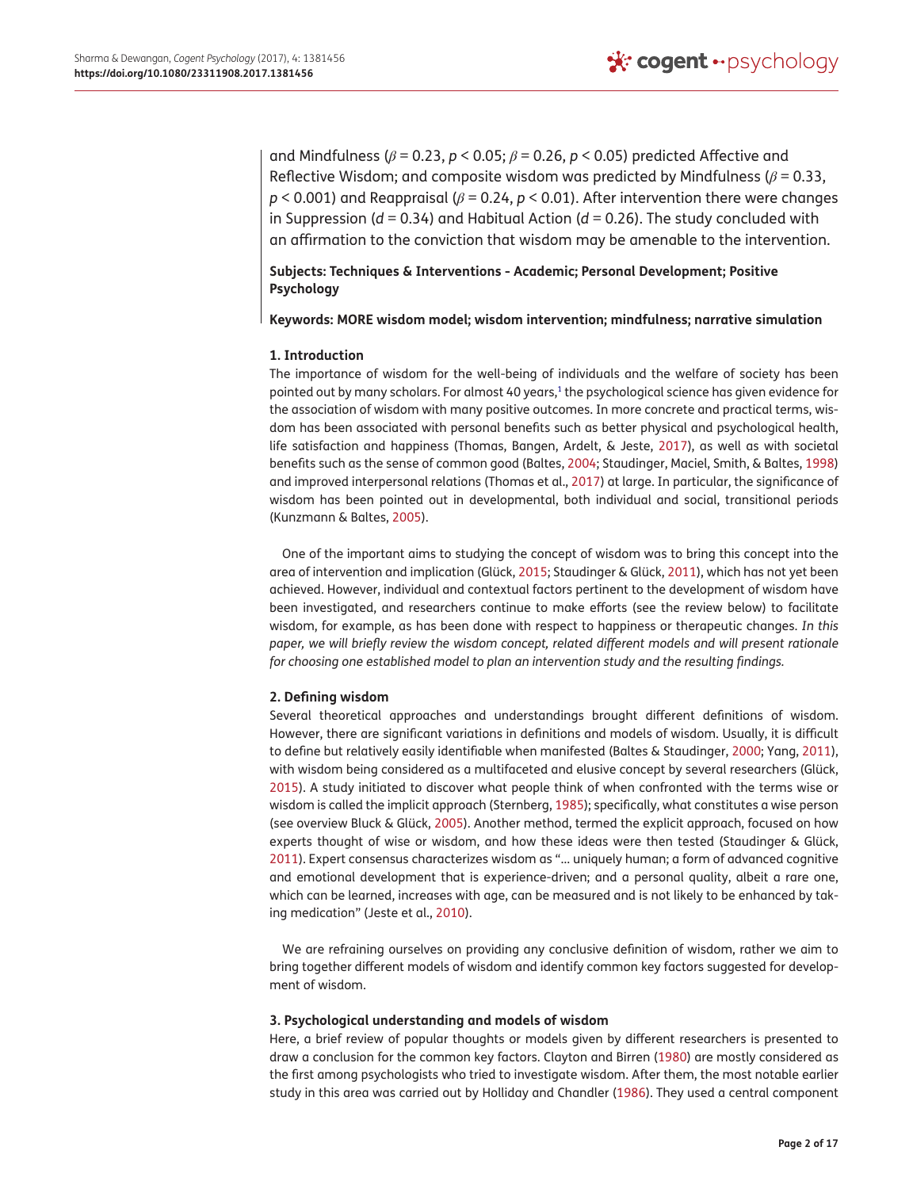and Mindfulness ($\beta = 0.23$, $p < 0.05$; $\beta = 0.26$, $p < 0.05$) predicted Affective and Reflective Wisdom; and composite wisdom was predicted by Mindfulness ($\beta = 0.33$, $p < 0.001$) and Reappraisal ($\beta = 0.24$, $p < 0.01$). After intervention there were changes in Suppression ($d = 0.34$) and Habitual Action ($d = 0.26$). The study concluded with an affirmation to the conviction that wisdom may be amenable to the intervention.

**Subjects: Techniques & Interventions - Academic; Personal Development; Positive Psychology**

**Keywords: MORE wisdom model; wisdom intervention; mindfulness; narrative simulation**

### 1. Introduction

The importance of wisdom for the well-being of individuals and the welfare of society has been pointed out by many scholars. For almost 40 years,[1] the psychological science has given evidence for the association of wisdom with many positive outcomes. In more concrete and practical terms, wisdom has been associated with personal benefits such as better physical and psychological health, life satisfaction and happiness (Thomas, Bangen, Ardelt, & Jeste, 2017), as well as with societal benefits such as the sense of common good (Baltes, 2004; Staudinger, Maciel, Smith, & Baltes, 1998) and improved interpersonal relations (Thomas et al., 2017) at large. In particular, the significance of wisdom has been pointed out in developmental, both individual and social, transitional periods (Kunzmann & Baltes, 2005).

One of the important aims to studying the concept of wisdom was to bring this concept into the area of intervention and implication (Glück, 2015; Staudinger & Glück, 2011), which has not yet been achieved. However, individual and contextual factors pertinent to the development of wisdom have been investigated, and researchers continue to make efforts (see the review below) to facilitate wisdom, for example, as has been done with respect to happiness or therapeutic changes. *In this paper, we will briefly review the wisdom concept, related different models and will present rationale for choosing one established model to plan an intervention study and the resulting findings.*

### 2. Defining wisdom

Several theoretical approaches and understandings brought different definitions of wisdom. However, there are significant variations in definitions and models of wisdom. Usually, it is difficult to define but relatively easily identifiable when manifested (Baltes & Staudinger, 2000; Yang, 2011), with wisdom being considered as a multifaceted and elusive concept by several researchers (Glück, 2015). A study initiated to discover what people think of when confronted with the terms wise or wisdom is called the implicit approach (Sternberg, 1985); specifically, what constitutes a wise person (see overview Bluck & Glück, 2005). Another method, termed the explicit approach, focused on how experts thought of wise or wisdom, and how these ideas were then tested (Staudinger & Glück, 2011). Expert consensus characterizes wisdom as "… uniquely human; a form of advanced cognitive and emotional development that is experience-driven; and a personal quality, albeit a rare one, which can be learned, increases with age, can be measured and is not likely to be enhanced by taking medication" (Jeste et al., 2010).

We are refraining ourselves on providing any conclusive definition of wisdom, rather we aim to bring together different models of wisdom and identify common key factors suggested for development of wisdom.

### 3. Psychological understanding and models of wisdom

Here, a brief review of popular thoughts or models given by different researchers is presented to draw a conclusion for the common key factors. Clayton and Birren (1980) are mostly considered as the first among psychologists who tried to investigate wisdom. After them, the most notable earlier study in this area was carried out by Holliday and Chandler (1986). They used a central component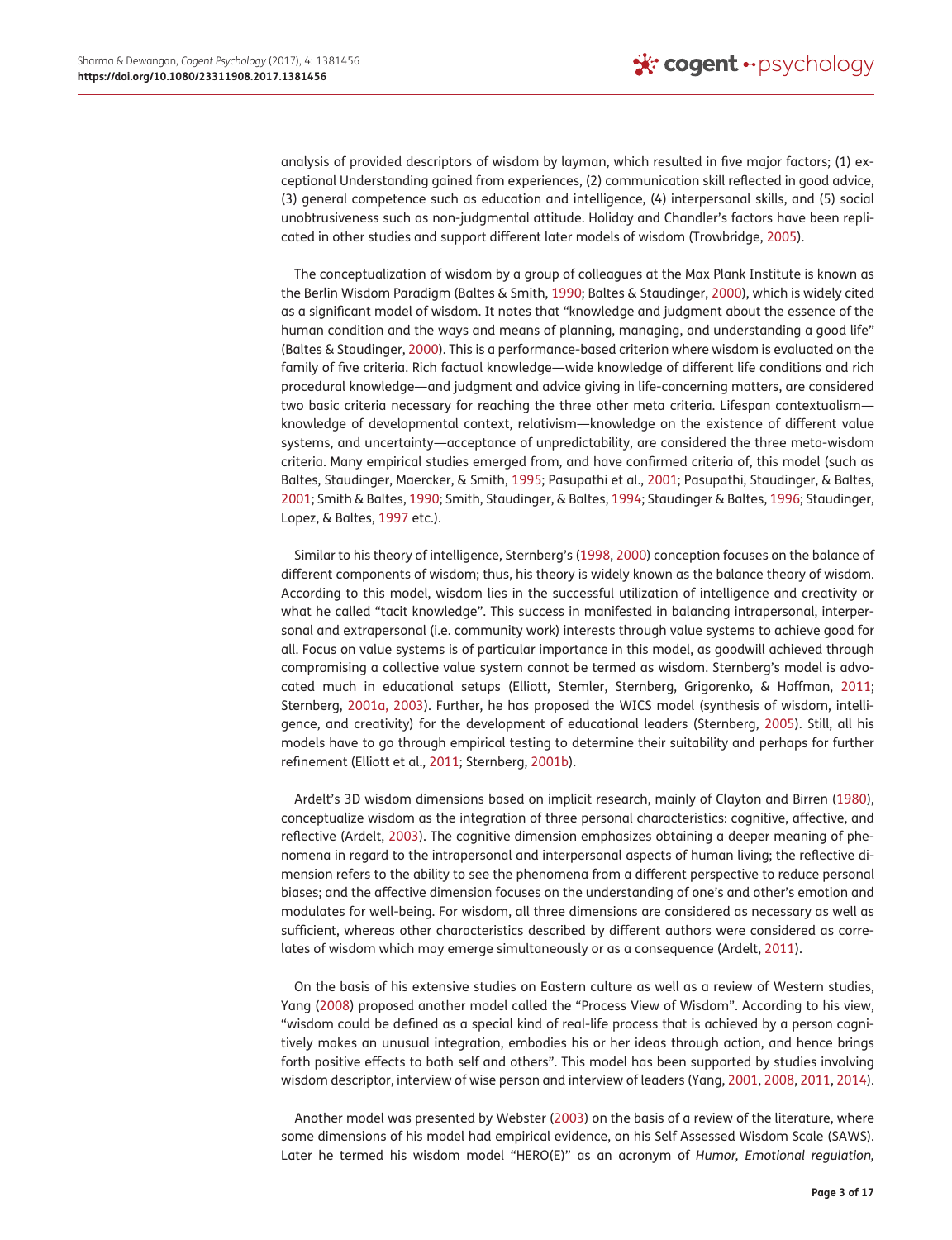analysis of provided descriptors of wisdom by layman, which resulted in five major factors; (1) exceptional Understanding gained from experiences, (2) communication skill reflected in good advice, (3) general competence such as education and intelligence, (4) interpersonal skills, and (5) social unobtrusiveness such as non-judgmental attitude. Holiday and Chandler's factors have been replicated in other studies and support different later models of wisdom (Trowbridge, 2005).

The conceptualization of wisdom by a group of colleagues at the Max Plank Institute is known as the Berlin Wisdom Paradigm (Baltes & Smith, 1990; Baltes & Staudinger, 2000), which is widely cited as a significant model of wisdom. It notes that "knowledge and judgment about the essence of the human condition and the ways and means of planning, managing, and understanding a good life" (Baltes & Staudinger, 2000). This is a performance-based criterion where wisdom is evaluated on the family of five criteria. Rich factual knowledge—wide knowledge of different life conditions and rich procedural knowledge—and judgment and advice giving in life-concerning matters, are considered two basic criteria necessary for reaching the three other meta criteria. Lifespan contextualism—knowledge of developmental context, relativism—knowledge on the existence of different value systems, and uncertainty—acceptance of unpredictability, are considered the three meta-wisdom criteria. Many empirical studies emerged from, and have confirmed criteria of, this model (such as Baltes, Staudinger, Maercker, & Smith, 1995; Pasupathi et al., 2001; Pasupathi, Staudinger, & Baltes, 2001; Smith & Baltes, 1990; Smith, Staudinger, & Baltes, 1994; Staudinger & Baltes, 1996; Staudinger, Lopez, & Baltes, 1997 etc.).

Similar to his theory of intelligence, Sternberg's (1998, 2000) conception focuses on the balance of different components of wisdom; thus, his theory is widely known as the balance theory of wisdom. According to this model, wisdom lies in the successful utilization of intelligence and creativity or what he called "tacit knowledge". This success in manifested in balancing intrapersonal, interpersonal and extrapersonal (i.e. community work) interests through value systems to achieve good for all. Focus on value systems is of particular importance in this model, as goodwill achieved through compromising a collective value system cannot be termed as wisdom. Sternberg's model is advocated much in educational setups (Elliott, Stemler, Sternberg, Grigorenko, & Hoffman, 2011; Sternberg, 2001a, 2003). Further, he has proposed the WICS model (synthesis of wisdom, intelligence, and creativity) for the development of educational leaders (Sternberg, 2005). Still, all his models have to go through empirical testing to determine their suitability and perhaps for further refinement (Elliott et al., 2011; Sternberg, 2001b).

Ardelt's 3D wisdom dimensions based on implicit research, mainly of Clayton and Birren (1980), conceptualize wisdom as the integration of three personal characteristics: cognitive, affective, and reflective (Ardelt, 2003). The cognitive dimension emphasizes obtaining a deeper meaning of phenomena in regard to the intrapersonal and interpersonal aspects of human living; the reflective dimension refers to the ability to see the phenomena from a different perspective to reduce personal biases; and the affective dimension focuses on the understanding of one's and other's emotion and modulates for well-being. For wisdom, all three dimensions are considered as necessary as well as sufficient, whereas other characteristics described by different authors were considered as correlates of wisdom which may emerge simultaneously or as a consequence (Ardelt, 2011).

On the basis of his extensive studies on Eastern culture as well as a review of Western studies, Yang (2008) proposed another model called the "Process View of Wisdom". According to his view, "wisdom could be defined as a special kind of real-life process that is achieved by a person cognitively makes an unusual integration, embodies his or her ideas through action, and hence brings forth positive effects to both self and others". This model has been supported by studies involving wisdom descriptor, interview of wise person and interview of leaders (Yang, 2001, 2008, 2011, 2014).

Another model was presented by Webster (2003) on the basis of a review of the literature, where some dimensions of his model had empirical evidence, on his Self Assessed Wisdom Scale (SAWS). Later he termed his wisdom model "HERO(E)" as an acronym of *Humor, Emotional regulation,*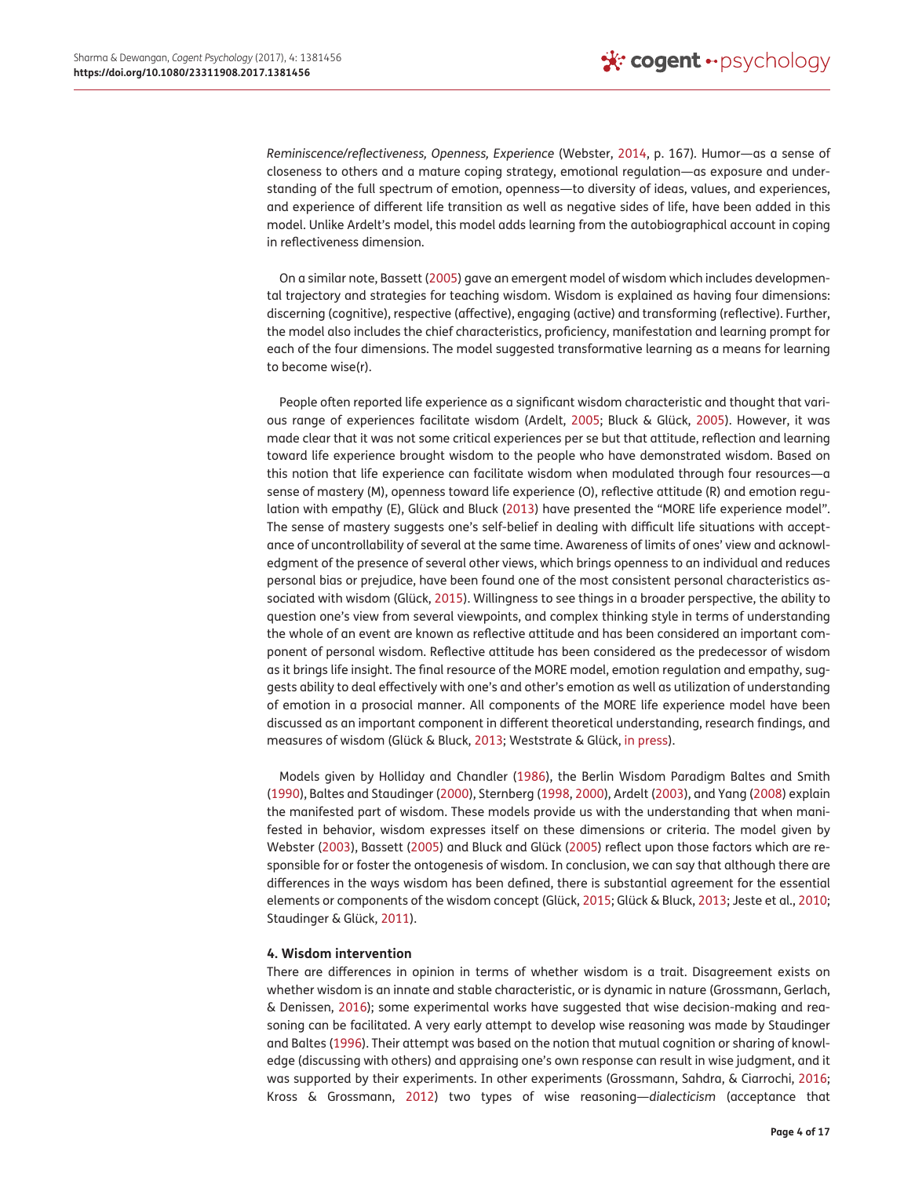*Reminiscence/reflectiveness, Openness, Experience* (Webster, 2014, p. 167). Humor—as a sense of closeness to others and a mature coping strategy, emotional regulation—as exposure and understanding of the full spectrum of emotion, openness—to diversity of ideas, values, and experiences, and experience of different life transition as well as negative sides of life, have been added in this model. Unlike Ardelt's model, this model adds learning from the autobiographical account in coping in reflectiveness dimension.

On a similar note, Bassett (2005) gave an emergent model of wisdom which includes developmental trajectory and strategies for teaching wisdom. Wisdom is explained as having four dimensions: discerning (cognitive), respective (affective), engaging (active) and transforming (reflective). Further, the model also includes the chief characteristics, proficiency, manifestation and learning prompt for each of the four dimensions. The model suggested transformative learning as a means for learning to become wise(r).

People often reported life experience as a significant wisdom characteristic and thought that various range of experiences facilitate wisdom (Ardelt, 2005; Bluck & Glück, 2005). However, it was made clear that it was not some critical experiences per se but that attitude, reflection and learning toward life experience brought wisdom to the people who have demonstrated wisdom. Based on this notion that life experience can facilitate wisdom when modulated through four resources—a sense of mastery (M), openness toward life experience (O), reflective attitude (R) and emotion regulation with empathy (E), Glück and Bluck (2013) have presented the "MORE life experience model". The sense of mastery suggests one's self-belief in dealing with difficult life situations with acceptance of uncontrollability of several at the same time. Awareness of limits of ones' view and acknowledgment of the presence of several other views, which brings openness to an individual and reduces personal bias or prejudice, have been found one of the most consistent personal characteristics associated with wisdom (Glück, 2015). Willingness to see things in a broader perspective, the ability to question one's view from several viewpoints, and complex thinking style in terms of understanding the whole of an event are known as reflective attitude and has been considered an important component of personal wisdom. Reflective attitude has been considered as the predecessor of wisdom as it brings life insight. The final resource of the MORE model, emotion regulation and empathy, suggests ability to deal effectively with one's and other's emotion as well as utilization of understanding of emotion in a prosocial manner. All components of the MORE life experience model have been discussed as an important component in different theoretical understanding, research findings, and measures of wisdom (Glück & Bluck, 2013; Weststrate & Glück, in press).

Models given by Holliday and Chandler (1986), the Berlin Wisdom Paradigm Baltes and Smith (1990), Baltes and Staudinger (2000), Sternberg (1998, 2000), Ardelt (2003), and Yang (2008) explain the manifested part of wisdom. These models provide us with the understanding that when manifested in behavior, wisdom expresses itself on these dimensions or criteria. The model given by Webster (2003), Bassett (2005) and Bluck and Glück (2005) reflect upon those factors which are responsible for or foster the ontogenesis of wisdom. In conclusion, we can say that although there are differences in the ways wisdom has been defined, there is substantial agreement for the essential elements or components of the wisdom concept (Glück, 2015; Glück & Bluck, 2013; Jeste et al., 2010; Staudinger & Glück, 2011).

## 4. Wisdom intervention

There are differences in opinion in terms of whether wisdom is a trait. Disagreement exists on whether wisdom is an innate and stable characteristic, or is dynamic in nature (Grossmann, Gerlach, & Denissen, 2016); some experimental works have suggested that wise decision-making and reasoning can be facilitated. A very early attempt to develop wise reasoning was made by Staudinger and Baltes (1996). Their attempt was based on the notion that mutual cognition or sharing of knowledge (discussing with others) and appraising one's own response can result in wise judgment, and it was supported by their experiments. In other experiments (Grossmann, Sahdra, & Ciarrochi, 2016; Kross & Grossmann, 2012) two types of wise reasoning—*dialecticism* (acceptance that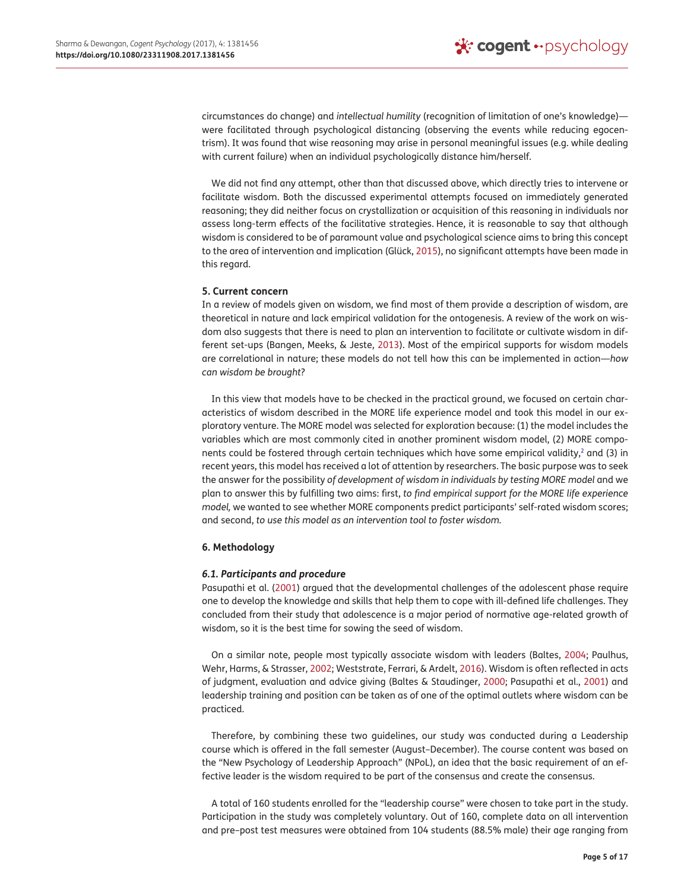circumstances do change) and *intellectual humility* (recognition of limitation of one's knowledge)—were facilitated through psychological distancing (observing the events while reducing egocentrism). It was found that wise reasoning may arise in personal meaningful issues (e.g. while dealing with current failure) when an individual psychologically distance him/herself.

We did not find any attempt, other than that discussed above, which directly tries to intervene or facilitate wisdom. Both the discussed experimental attempts focused on immediately generated reasoning; they did neither focus on crystallization or acquisition of this reasoning in individuals nor assess long-term effects of the facilitative strategies. Hence, it is reasonable to say that although wisdom is considered to be of paramount value and psychological science aims to bring this concept to the area of intervention and implication (Glück, 2015), no significant attempts have been made in this regard.

## 5. Current concern

In a review of models given on wisdom, we find most of them provide a description of wisdom, are theoretical in nature and lack empirical validation for the ontogenesis. A review of the work on wisdom also suggests that there is need to plan an intervention to facilitate or cultivate wisdom in different set-ups (Bangen, Meeks, & Jeste, 2013). Most of the empirical supports for wisdom models are correlational in nature; these models do not tell how this can be implemented in action—*how can wisdom be brought?*

In this view that models have to be checked in the practical ground, we focused on certain characteristics of wisdom described in the MORE life experience model and took this model in our exploratory venture. The MORE model was selected for exploration because: (1) the model includes the variables which are most commonly cited in another prominent wisdom model, (2) MORE components could be fostered through certain techniques which have some empirical validity,[2] and (3) in recent years, this model has received a lot of attention by researchers. The basic purpose was to seek the answer for the possibility *of development of wisdom in individuals by testing MORE model* and we plan to answer this by fulfilling two aims: first, *to find empirical support for the MORE life experience model,* we wanted to see whether MORE components predict participants' self-rated wisdom scores; and second, *to use this model as an intervention tool to foster wisdom.*

## 6. Methodology

### *6.1. Participants and procedure*

Pasupathi et al. (2001) argued that the developmental challenges of the adolescent phase require one to develop the knowledge and skills that help them to cope with ill-defined life challenges. They concluded from their study that adolescence is a major period of normative age-related growth of wisdom, so it is the best time for sowing the seed of wisdom.

On a similar note, people most typically associate wisdom with leaders (Baltes, 2004; Paulhus, Wehr, Harms, & Strasser, 2002; Weststrate, Ferrari, & Ardelt, 2016). Wisdom is often reflected in acts of judgment, evaluation and advice giving (Baltes & Staudinger, 2000; Pasupathi et al., 2001) and leadership training and position can be taken as of one of the optimal outlets where wisdom can be practiced.

Therefore, by combining these two guidelines, our study was conducted during a Leadership course which is offered in the fall semester (August–December). The course content was based on the "New Psychology of Leadership Approach" (NPoL), an idea that the basic requirement of an effective leader is the wisdom required to be part of the consensus and create the consensus.

A total of 160 students enrolled for the "leadership course" were chosen to take part in the study. Participation in the study was completely voluntary. Out of 160, complete data on all intervention and pre–post test measures were obtained from 104 students (88.5% male) their age ranging from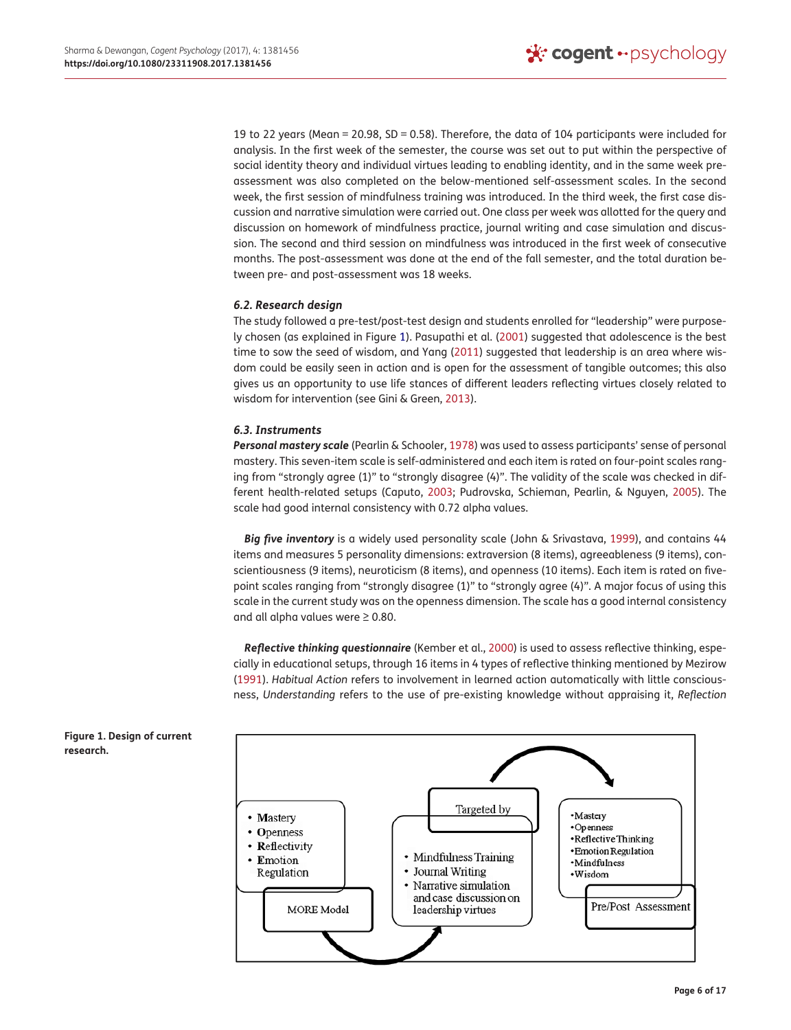19 to 22 years (Mean = 20.98, SD = 0.58). Therefore, the data of 104 participants were included for analysis. In the first week of the semester, the course was set out to put within the perspective of social identity theory and individual virtues leading to enabling identity, and in the same week pre-assessment was also completed on the below-mentioned self-assessment scales. In the second week, the first session of mindfulness training was introduced. In the third week, the first case discussion and narrative simulation were carried out. One class per week was allotted for the query and discussion on homework of mindfulness practice, journal writing and case simulation and discussion. The second and third session on mindfulness was introduced in the first week of consecutive months. The post-assessment was done at the end of the fall semester, and the total duration between pre- and post-assessment was 18 weeks.

### 6.2. Research design

The study followed a pre-test/post-test design and students enrolled for "leadership" were purposely chosen (as explained in Figure 1). Pasupathi et al. (2001) suggested that adolescence is the best time to sow the seed of wisdom, and Yang (2011) suggested that leadership is an area where wisdom could be easily seen in action and is open for the assessment of tangible outcomes; this also gives us an opportunity to use life stances of different leaders reflecting virtues closely related to wisdom for intervention (see Gini & Green, 2013).

### 6.3. Instruments

***Personal mastery scale*** (Pearlin & Schooler, 1978) was used to assess participants' sense of personal mastery. This seven-item scale is self-administered and each item is rated on four-point scales ranging from "strongly agree (1)" to "strongly disagree (4)". The validity of the scale was checked in different health-related setups (Caputo, 2003; Pudrovska, Schieman, Pearlin, & Nguyen, 2005). The scale had good internal consistency with 0.72 alpha values.

***Big five inventory*** is a widely used personality scale (John & Srivastava, 1999), and contains 44 items and measures 5 personality dimensions: extraversion (8 items), agreeableness (9 items), conscientiousness (9 items), neuroticism (8 items), and openness (10 items). Each item is rated on five-point scales ranging from "strongly disagree (1)" to "strongly agree (4)". A major focus of using this scale in the current study was on the openness dimension. The scale has a good internal consistency and all alpha values were ≥ 0.80.

***Reflective thinking questionnaire*** (Kember et al., 2000) is used to assess reflective thinking, especially in educational setups, through 16 items in 4 types of reflective thinking mentioned by Mezirow (1991). *Habitual Action* refers to involvement in learned action automatically with little consciousness, *Understanding* refers to the use of pre-existing knowledge without appraising it, *Reflection*

**Figure 1. Design of current research.**

MORE Model:
- Mastery
- Openness
- Reflectivity
- Emotion Regulation

Targeted by:
- Mindfulness Training
- Journal Writing
- Narrative simulation and case discussion on leadership virtues

Pre/Post Assessment:
- Mastery
- Openness
- Reflective Thinking
- Emotion Regulation
- Mindfulness
- Wisdom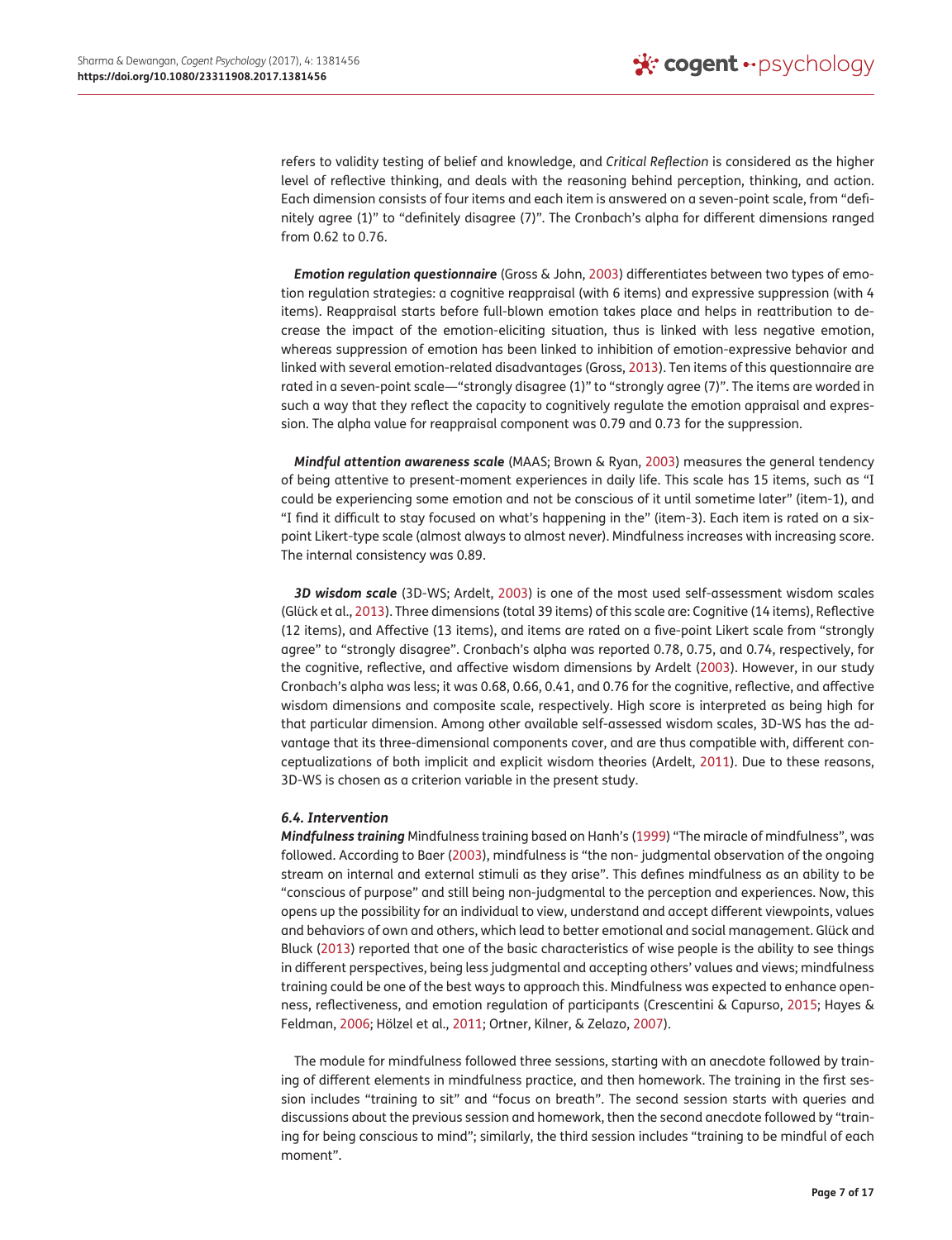refers to validity testing of belief and knowledge, and *Critical Reflection* is considered as the higher level of reflective thinking, and deals with the reasoning behind perception, thinking, and action. Each dimension consists of four items and each item is answered on a seven-point scale, from "definitely agree (1)" to "definitely disagree (7)". The Cronbach's alpha for different dimensions ranged from 0.62 to 0.76.

***Emotion regulation questionnaire*** (Gross & John, 2003) differentiates between two types of emotion regulation strategies: a cognitive reappraisal (with 6 items) and expressive suppression (with 4 items). Reappraisal starts before full-blown emotion takes place and helps in reattribution to decrease the impact of the emotion-eliciting situation, thus is linked with less negative emotion, whereas suppression of emotion has been linked to inhibition of emotion-expressive behavior and linked with several emotion-related disadvantages (Gross, 2013). Ten items of this questionnaire are rated in a seven-point scale—"strongly disagree (1)" to "strongly agree (7)". The items are worded in such a way that they reflect the capacity to cognitively regulate the emotion appraisal and expression. The alpha value for reappraisal component was 0.79 and 0.73 for the suppression.

***Mindful attention awareness scale*** (MAAS; Brown & Ryan, 2003) measures the general tendency of being attentive to present-moment experiences in daily life. This scale has 15 items, such as "I could be experiencing some emotion and not be conscious of it until sometime later" (item-1), and "I find it difficult to stay focused on what's happening in the" (item-3). Each item is rated on a six-point Likert-type scale (almost always to almost never). Mindfulness increases with increasing score. The internal consistency was 0.89.

***3D wisdom scale*** (3D-WS; Ardelt, 2003) is one of the most used self-assessment wisdom scales (Glück et al., 2013). Three dimensions (total 39 items) of this scale are: Cognitive (14 items), Reflective (12 items), and Affective (13 items), and items are rated on a five-point Likert scale from "strongly agree" to "strongly disagree". Cronbach's alpha was reported 0.78, 0.75, and 0.74, respectively, for the cognitive, reflective, and affective wisdom dimensions by Ardelt (2003). However, in our study Cronbach's alpha was less; it was 0.68, 0.66, 0.41, and 0.76 for the cognitive, reflective, and affective wisdom dimensions and composite scale, respectively. High score is interpreted as being high for that particular dimension. Among other available self-assessed wisdom scales, 3D-WS has the advantage that its three-dimensional components cover, and are thus compatible with, different conceptualizations of both implicit and explicit wisdom theories (Ardelt, 2011). Due to these reasons, 3D-WS is chosen as a criterion variable in the present study.

### *6.4. Intervention*

***Mindfulness training*** Mindfulness training based on Hanh's (1999) "The miracle of mindfulness", was followed. According to Baer (2003), mindfulness is "the non- judgmental observation of the ongoing stream on internal and external stimuli as they arise". This defines mindfulness as an ability to be "conscious of purpose" and still being non-judgmental to the perception and experiences. Now, this opens up the possibility for an individual to view, understand and accept different viewpoints, values and behaviors of own and others, which lead to better emotional and social management. Glück and Bluck (2013) reported that one of the basic characteristics of wise people is the ability to see things in different perspectives, being less judgmental and accepting others' values and views; mindfulness training could be one of the best ways to approach this. Mindfulness was expected to enhance openness, reflectiveness, and emotion regulation of participants (Crescentini & Capurso, 2015; Hayes & Feldman, 2006; Hölzel et al., 2011; Ortner, Kilner, & Zelazo, 2007).

The module for mindfulness followed three sessions, starting with an anecdote followed by training of different elements in mindfulness practice, and then homework. The training in the first session includes "training to sit" and "focus on breath". The second session starts with queries and discussions about the previous session and homework, then the second anecdote followed by "training for being conscious to mind"; similarly, the third session includes "training to be mindful of each moment".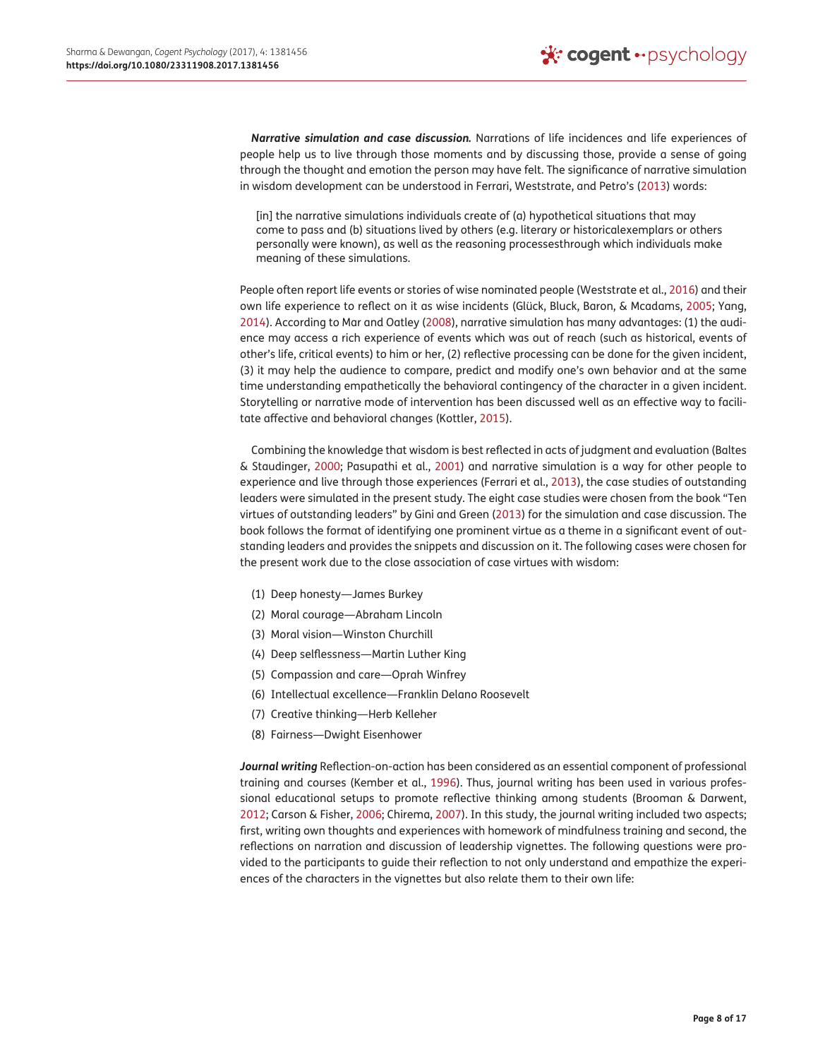***Narrative simulation and case discussion.*** Narrations of life incidences and life experiences of people help us to live through those moments and by discussing those, provide a sense of going through the thought and emotion the person may have felt. The significance of narrative simulation in wisdom development can be understood in Ferrari, Weststrate, and Petro's (2013) words:

> [in] the narrative simulations individuals create of (a) hypothetical situations that may come to pass and (b) situations lived by others (e.g. literary or historicalexemplars or others personally were known), as well as the reasoning processesthrough which individuals make meaning of these simulations.

People often report life events or stories of wise nominated people (Weststrate et al., 2016) and their own life experience to reflect on it as wise incidents (Glück, Bluck, Baron, & Mcadams, 2005; Yang, 2014). According to Mar and Oatley (2008), narrative simulation has many advantages: (1) the audience may access a rich experience of events which was out of reach (such as historical, events of other's life, critical events) to him or her, (2) reflective processing can be done for the given incident, (3) it may help the audience to compare, predict and modify one's own behavior and at the same time understanding empathetically the behavioral contingency of the character in a given incident. Storytelling or narrative mode of intervention has been discussed well as an effective way to facilitate affective and behavioral changes (Kottler, 2015).

Combining the knowledge that wisdom is best reflected in acts of judgment and evaluation (Baltes & Staudinger, 2000; Pasupathi et al., 2001) and narrative simulation is a way for other people to experience and live through those experiences (Ferrari et al., 2013), the case studies of outstanding leaders were simulated in the present study. The eight case studies were chosen from the book "Ten virtues of outstanding leaders" by Gini and Green (2013) for the simulation and case discussion. The book follows the format of identifying one prominent virtue as a theme in a significant event of outstanding leaders and provides the snippets and discussion on it. The following cases were chosen for the present work due to the close association of case virtues with wisdom:

1. Deep honesty—James Burkey
2. Moral courage—Abraham Lincoln
3. Moral vision—Winston Churchill
4. Deep selflessness—Martin Luther King
5. Compassion and care—Oprah Winfrey
6. Intellectual excellence—Franklin Delano Roosevelt
7. Creative thinking—Herb Kelleher
8. Fairness—Dwight Eisenhower

***Journal writing*** Reflection-on-action has been considered as an essential component of professional training and courses (Kember et al., 1996). Thus, journal writing has been used in various professional educational setups to promote reflective thinking among students (Brooman & Darwent, 2012; Carson & Fisher, 2006; Chirema, 2007). In this study, the journal writing included two aspects; first, writing own thoughts and experiences with homework of mindfulness training and second, the reflections on narration and discussion of leadership vignettes. The following questions were provided to the participants to guide their reflection to not only understand and empathize the experiences of the characters in the vignettes but also relate them to their own life: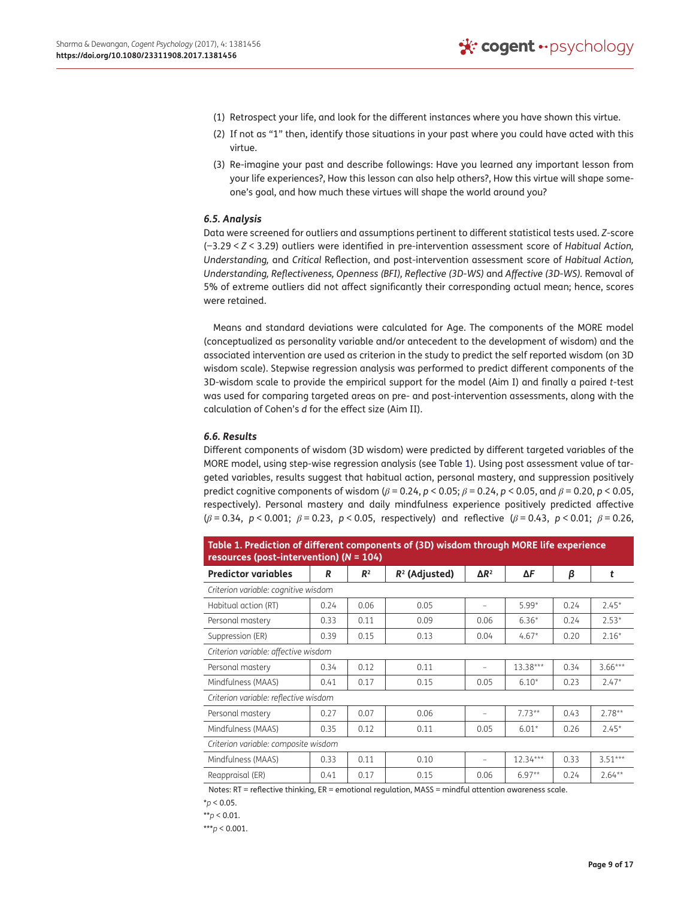(1) Retrospect your life, and look for the different instances where you have shown this virtue.

(2) If not as "1" then, identify those situations in your past where you could have acted with this virtue.

(3) Re-imagine your past and describe followings: Have you learned any important lesson from your life experiences?, How this lesson can also help others?, How this virtue will shape someone's goal, and how much these virtues will shape the world around you?

### 6.5. Analysis

Data were screened for outliers and assumptions pertinent to different statistical tests used. *Z*-score ($-3.29 < Z < 3.29$) outliers were identified in pre-intervention assessment score of *Habitual Action, Understanding,* and *Critical* Reflection, and post-intervention assessment score of *Habitual Action, Understanding, Reflectiveness, Openness (BFI), Reflective (3D-WS)* and *Affective (3D-WS)*. Removal of 5% of extreme outliers did not affect significantly their corresponding actual mean; hence, scores were retained.

Means and standard deviations were calculated for Age. The components of the MORE model (conceptualized as personality variable and/or antecedent to the development of wisdom) and the associated intervention are used as criterion in the study to predict the self reported wisdom (on 3D wisdom scale). Stepwise regression analysis was performed to predict different components of the 3D-wisdom scale to provide the empirical support for the model (Aim I) and finally a paired *t*-test was used for comparing targeted areas on pre- and post-intervention assessments, along with the calculation of Cohen's *d* for the effect size (Aim II).

### 6.6. Results

Different components of wisdom (3D wisdom) were predicted by different targeted variables of the MORE model, using step-wise regression analysis (see Table 1). Using post assessment value of targeted variables, results suggest that habitual action, personal mastery, and suppression positively predict cognitive components of wisdom ($\beta = 0.24$, $p < 0.05$; $\beta = 0.24$, $p < 0.05$, and $\beta = 0.20$, $p < 0.05$, respectively). Personal mastery and daily mindfulness experience positively predicted affective ($\beta = 0.34$, $p < 0.001$; $\beta = 0.23$, $p < 0.05$, respectively) and reflective ($\beta = 0.43$, $p < 0.01$; $\beta = 0.26$,

**Table 1. Prediction of different components of (3D) wisdom through MORE life experience resources (post-intervention) ($N = 104$)**

| Predictor variables | $R$ | $R^2$ | $R^2$ (Adjusted) | $\Delta R^2$ | $\Delta F$ | $\beta$ | $t$ |
|---|---|---|---|---|---|---|---|
| *Criterion variable: cognitive wisdom* | | | | | | | |
| Habitual action (RT) | 0.24 | 0.06 | 0.05 | – | 5.99* | 0.24 | 2.45* |
| Personal mastery | 0.33 | 0.11 | 0.09 | 0.06 | 6.36* | 0.24 | 2.53* |
| Suppression (ER) | 0.39 | 0.15 | 0.13 | 0.04 | 4.67* | 0.20 | 2.16* |
| *Criterion variable: affective wisdom* | | | | | | | |
| Personal mastery | 0.34 | 0.12 | 0.11 | – | 13.38*** | 0.34 | 3.66*** |
| Mindfulness (MAAS) | 0.41 | 0.17 | 0.15 | 0.05 | 6.10* | 0.23 | 2.47* |
| *Criterion variable: reflective wisdom* | | | | | | | |
| Personal mastery | 0.27 | 0.07 | 0.06 | – | 7.73** | 0.43 | 2.78** |
| Mindfulness (MAAS) | 0.35 | 0.12 | 0.11 | 0.05 | 6.01* | 0.26 | 2.45* |
| *Criterion variable: composite wisdom* | | | | | | | |
| Mindfulness (MAAS) | 0.33 | 0.11 | 0.10 | – | 12.34*** | 0.33 | 3.51*** |
| Reappraisal (ER) | 0.41 | 0.17 | 0.15 | 0.06 | 6.97** | 0.24 | 2.64** |

Notes: RT = reflective thinking, ER = emotional regulation, MASS = mindful attention awareness scale.

*$p < 0.05$.

**$p < 0.01$.

***$p < 0.001$.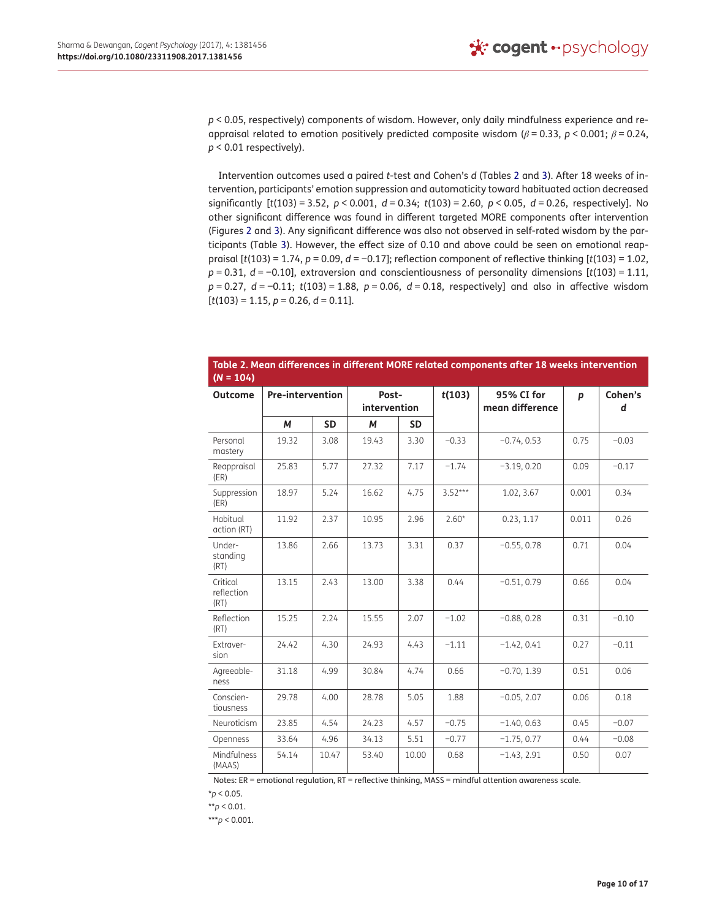$p < 0.05$, respectively) components of wisdom. However, only daily mindfulness experience and reappraisal related to emotion positively predicted composite wisdom ($\beta = 0.33$, $p < 0.001$; $\beta = 0.24$, $p < 0.01$ respectively).

Intervention outcomes used a paired *t*-test and Cohen's *d* (Tables 2 and 3). After 18 weeks of intervention, participants' emotion suppression and automaticity toward habituated action decreased significantly [$t(103) = 3.52$, $p < 0.001$, $d = 0.34$; $t(103) = 2.60$, $p < 0.05$, $d = 0.26$, respectively]. No other significant difference was found in different targeted MORE components after intervention (Figures 2 and 3). Any significant difference was also not observed in self-rated wisdom by the participants (Table 3). However, the effect size of 0.10 and above could be seen on emotional reappraisal [$t(103) = 1.74$, $p = 0.09$, $d = -0.17$]; reflection component of reflective thinking [$t(103) = 1.02$, $p = 0.31$, $d = -0.10$], extraversion and conscientiousness of personality dimensions [$t(103) = 1.11$, $p = 0.27$, $d = -0.11$; $t(103) = 1.88$, $p = 0.06$, $d = 0.18$, respectively] and also in affective wisdom [$t(103) = 1.15$, $p = 0.26$, $d = 0.11$].

**Table 2. Mean differences in different MORE related components after 18 weeks intervention (*N* = 104)**

| Outcome | Pre-intervention | | Post-intervention | | $t(103)$ | 95% CI for mean difference | *p* | Cohen's *d* |
|---|---|---|---|---|---|---|---|---|
| | *M* | SD | *M* | SD | | | | |
| Personal mastery | 19.32 | 3.08 | 19.43 | 3.30 | −0.33 | −0.74, 0.53 | 0.75 | −0.03 |
| Reappraisal (ER) | 25.83 | 5.77 | 27.32 | 7.17 | −1.74 | −3.19, 0.20 | 0.09 | −0.17 |
| Suppression (ER) | 18.97 | 5.24 | 16.62 | 4.75 | 3.52*** | 1.02, 3.67 | 0.001 | 0.34 |
| Habitual action (RT) | 11.92 | 2.37 | 10.95 | 2.96 | 2.60* | 0.23, 1.17 | 0.011 | 0.26 |
| Understanding (RT) | 13.86 | 2.66 | 13.73 | 3.31 | 0.37 | −0.55, 0.78 | 0.71 | 0.04 |
| Critical reflection (RT) | 13.15 | 2.43 | 13.00 | 3.38 | 0.44 | −0.51, 0.79 | 0.66 | 0.04 |
| Reflection (RT) | 15.25 | 2.24 | 15.55 | 2.07 | −1.02 | −0.88, 0.28 | 0.31 | −0.10 |
| Extraversion | 24.42 | 4.30 | 24.93 | 4.43 | −1.11 | −1.42, 0.41 | 0.27 | −0.11 |
| Agreeableness | 31.18 | 4.99 | 30.84 | 4.74 | 0.66 | −0.70, 1.39 | 0.51 | 0.06 |
| Conscientiousness | 29.78 | 4.00 | 28.78 | 5.05 | 1.88 | −0.05, 2.07 | 0.06 | 0.18 |
| Neuroticism | 23.85 | 4.54 | 24.23 | 4.57 | −0.75 | −1.40, 0.63 | 0.45 | −0.07 |
| Openness | 33.64 | 4.96 | 34.13 | 5.51 | −0.77 | −1.75, 0.77 | 0.44 | −0.08 |
| Mindfulness (MAAS) | 54.14 | 10.47 | 53.40 | 10.00 | 0.68 | −1.43, 2.91 | 0.50 | 0.07 |

Notes: ER = emotional regulation, RT = reflective thinking, MASS = mindful attention awareness scale.

*$p < 0.05$.

**$p < 0.01$.

***$p < 0.001$.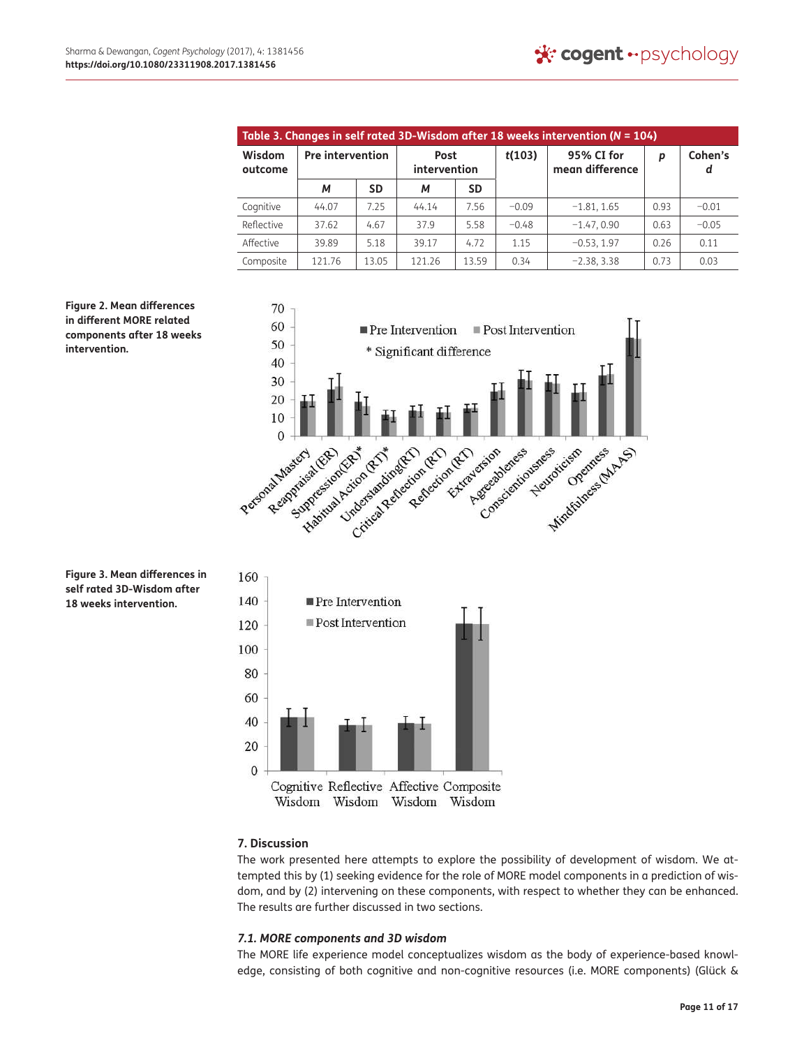**Table 3. Changes in self rated 3D-Wisdom after 18 weeks intervention ($N$ = 104)**

| Wisdom outcome | Pre intervention | | Post intervention | | $t(103)$ | 95% CI for mean difference | $p$ | Cohen's $d$ |
|---|---|---|---|---|---|---|---|---|
| | $M$ | SD | $M$ | SD | | | | |
| Cognitive | 44.07 | 7.25 | 44.14 | 7.56 | −0.09 | −1.81, 1.65 | 0.93 | −0.01 |
| Reflective | 37.62 | 4.67 | 37.9 | 5.58 | −0.48 | −1.47, 0.90 | 0.63 | −0.05 |
| Affective | 39.89 | 5.18 | 39.17 | 4.72 | 1.15 | −0.53, 1.97 | 0.26 | 0.11 |
| Composite | 121.76 | 13.05 | 121.26 | 13.59 | 0.34 | −2.38, 3.38 | 0.73 | 0.03 |

**Figure 2. Mean differences in different MORE related components after 18 weeks intervention.**

**Figure 3. Mean differences in self rated 3D-Wisdom after 18 weeks intervention.**

## 7. Discussion

The work presented here attempts to explore the possibility of development of wisdom. We attempted this by (1) seeking evidence for the role of MORE model components in a prediction of wisdom, and by (2) intervening on these components, with respect to whether they can be enhanced. The results are further discussed in two sections.

### *7.1. MORE components and 3D wisdom*

The MORE life experience model conceptualizes wisdom as the body of experience-based knowledge, consisting of both cognitive and non-cognitive resources (i.e. MORE components) (Glück &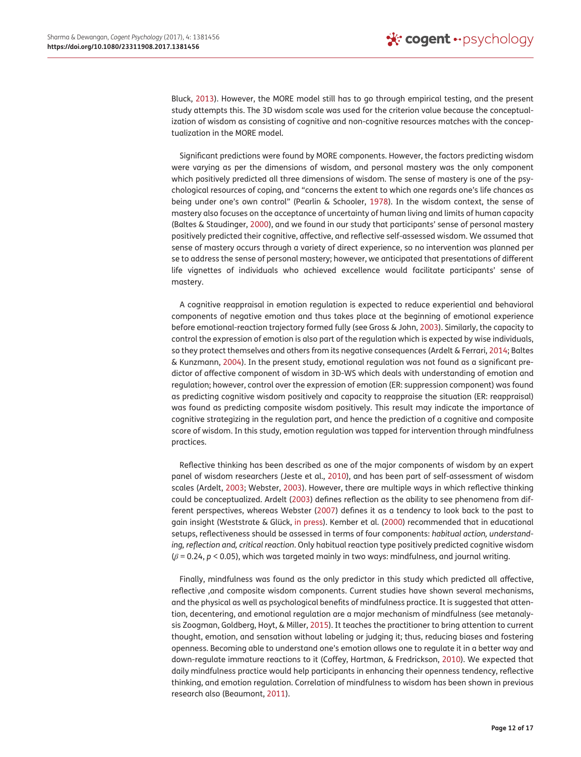Bluck, 2013). However, the MORE model still has to go through empirical testing, and the present study attempts this. The 3D wisdom scale was used for the criterion value because the conceptualization of wisdom as consisting of cognitive and non-cognitive resources matches with the conceptualization in the MORE model.

Significant predictions were found by MORE components. However, the factors predicting wisdom were varying as per the dimensions of wisdom, and personal mastery was the only component which positively predicted all three dimensions of wisdom. The sense of mastery is one of the psychological resources of coping, and "concerns the extent to which one regards one's life chances as being under one's own control" (Pearlin & Schooler, 1978). In the wisdom context, the sense of mastery also focuses on the acceptance of uncertainty of human living and limits of human capacity (Baltes & Staudinger, 2000), and we found in our study that participants' sense of personal mastery positively predicted their cognitive, affective, and reflective self-assessed wisdom. We assumed that sense of mastery occurs through a variety of direct experience, so no intervention was planned per se to address the sense of personal mastery; however, we anticipated that presentations of different life vignettes of individuals who achieved excellence would facilitate participants' sense of mastery.

A cognitive reappraisal in emotion regulation is expected to reduce experiential and behavioral components of negative emotion and thus takes place at the beginning of emotional experience before emotional-reaction trajectory formed fully (see Gross & John, 2003). Similarly, the capacity to control the expression of emotion is also part of the regulation which is expected by wise individuals, so they protect themselves and others from its negative consequences (Ardelt & Ferrari, 2014; Baltes & Kunzmann, 2004). In the present study, emotional regulation was not found as a significant predictor of affective component of wisdom in 3D-WS which deals with understanding of emotion and regulation; however, control over the expression of emotion (ER: suppression component) was found as predicting cognitive wisdom positively and capacity to reappraise the situation (ER: reappraisal) was found as predicting composite wisdom positively. This result may indicate the importance of cognitive strategizing in the regulation part, and hence the prediction of a cognitive and composite score of wisdom. In this study, emotion regulation was tapped for intervention through mindfulness practices.

Reflective thinking has been described as one of the major components of wisdom by an expert panel of wisdom researchers (Jeste et al., 2010), and has been part of self-assessment of wisdom scales (Ardelt, 2003; Webster, 2003). However, there are multiple ways in which reflective thinking could be conceptualized. Ardelt (2003) defines reflection as the ability to see phenomena from different perspectives, whereas Webster (2007) defines it as a tendency to look back to the past to gain insight (Weststrate & Glück, in press). Kember et al. (2000) recommended that in educational setups, reflectiveness should be assessed in terms of four components: *habitual action, understanding, reflection and, critical reaction*. Only habitual reaction type positively predicted cognitive wisdom ($\beta = 0.24$, $p < 0.05$), which was targeted mainly in two ways: mindfulness, and journal writing.

Finally, mindfulness was found as the only predictor in this study which predicted all affective, reflective ,and composite wisdom components. Current studies have shown several mechanisms, and the physical as well as psychological benefits of mindfulness practice. It is suggested that attention, decentering, and emotional regulation are a major mechanism of mindfulness (see metanalysis Zoogman, Goldberg, Hoyt, & Miller, 2015). It teaches the practitioner to bring attention to current thought, emotion, and sensation without labeling or judging it; thus, reducing biases and fostering openness. Becoming able to understand one's emotion allows one to regulate it in a better way and down-regulate immature reactions to it (Coffey, Hartman, & Fredrickson, 2010). We expected that daily mindfulness practice would help participants in enhancing their openness tendency, reflective thinking, and emotion regulation. Correlation of mindfulness to wisdom has been shown in previous research also (Beaumont, 2011).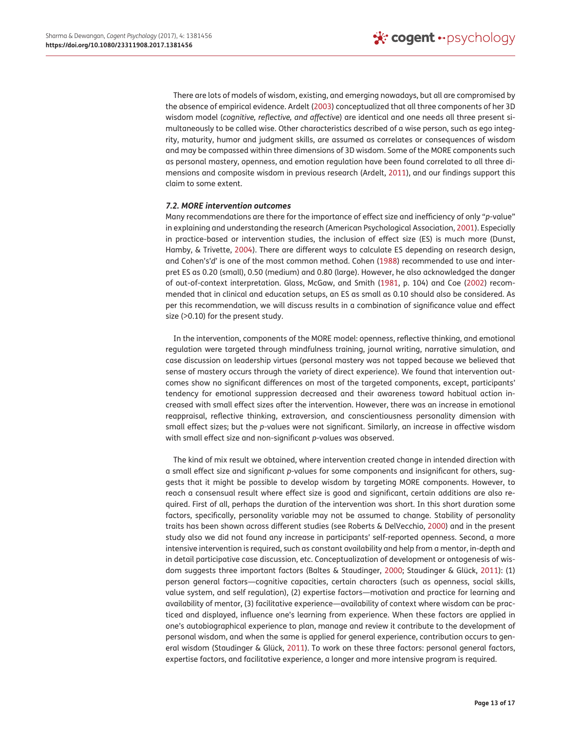There are lots of models of wisdom, existing, and emerging nowadays, but all are compromised by the absence of empirical evidence. Ardelt (2003) conceptualized that all three components of her 3D wisdom model (*cognitive, reflective, and affective*) are identical and one needs all three present simultaneously to be called wise. Other characteristics described of a wise person, such as ego integrity, maturity, humor and judgment skills, are assumed as correlates or consequences of wisdom and may be compassed within three dimensions of 3D wisdom. Some of the MORE components such as personal mastery, openness, and emotion regulation have been found correlated to all three dimensions and composite wisdom in previous research (Ardelt, 2011), and our findings support this claim to some extent.

### *7.2. MORE intervention outcomes*

Many recommendations are there for the importance of effect size and inefficiency of only "*p*-value" in explaining and understanding the research (American Psychological Association, 2001). Especially in practice-based or intervention studies, the inclusion of effect size (ES) is much more (Dunst, Hamby, & Trivette, 2004). There are different ways to calculate ES depending on research design, and Cohen's'*d*' is one of the most common method. Cohen (1988) recommended to use and interpret ES as 0.20 (small), 0.50 (medium) and 0.80 (large). However, he also acknowledged the danger of out-of-context interpretation. Glass, McGaw, and Smith (1981, p. 104) and Coe (2002) recommended that in clinical and education setups, an ES as small as 0.10 should also be considered. As per this recommendation, we will discuss results in a combination of significance value and effect size (>0.10) for the present study.

In the intervention, components of the MORE model: openness, reflective thinking, and emotional regulation were targeted through mindfulness training, journal writing, narrative simulation, and case discussion on leadership virtues (personal mastery was not tapped because we believed that sense of mastery occurs through the variety of direct experience). We found that intervention outcomes show no significant differences on most of the targeted components, except, participants' tendency for emotional suppression decreased and their awareness toward habitual action increased with small effect sizes after the intervention. However, there was an increase in emotional reappraisal, reflective thinking, extraversion, and conscientiousness personality dimension with small effect sizes; but the *p*-values were not significant. Similarly, an increase in affective wisdom with small effect size and non-significant *p*-values was observed.

The kind of mix result we obtained, where intervention created change in intended direction with a small effect size and significant *p*-values for some components and insignificant for others, suggests that it might be possible to develop wisdom by targeting MORE components. However, to reach a consensual result where effect size is good and significant, certain additions are also required. First of all, perhaps the duration of the intervention was short. In this short duration some factors, specifically, personality variable may not be assumed to change. Stability of personality traits has been shown across different studies (see Roberts & DelVecchio, 2000) and in the present study also we did not found any increase in participants' self-reported openness. Second, a more intensive intervention is required, such as constant availability and help from a mentor, in-depth and in detail participative case discussion, etc. Conceptualization of development or ontogenesis of wisdom suggests three important factors (Baltes & Staudinger, 2000; Staudinger & Glück, 2011): (1) person general factors—cognitive capacities, certain characters (such as openness, social skills, value system, and self regulation), (2) expertise factors—motivation and practice for learning and availability of mentor, (3) facilitative experience—availability of context where wisdom can be practiced and displayed, influence one's learning from experience. When these factors are applied in one's autobiographical experience to plan, manage and review it contribute to the development of personal wisdom, and when the same is applied for general experience, contribution occurs to general wisdom (Staudinger & Glück, 2011). To work on these three factors: personal general factors, expertise factors, and facilitative experience, a longer and more intensive program is required.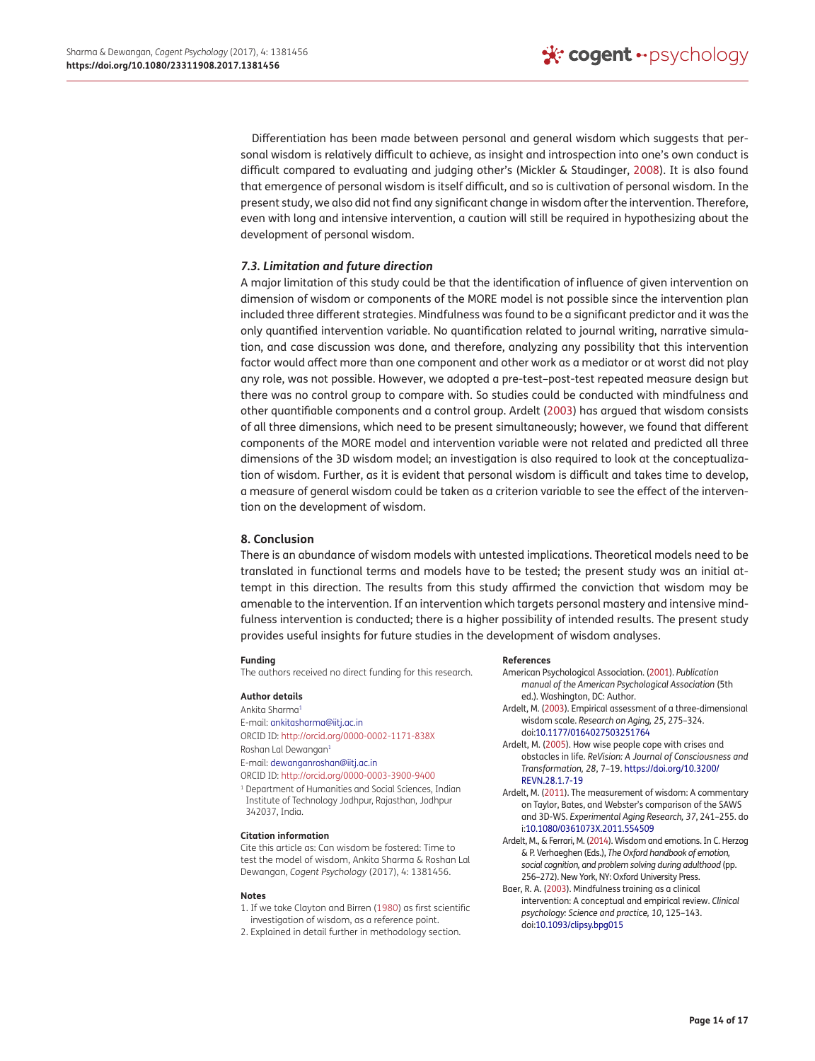Differentiation has been made between personal and general wisdom which suggests that personal wisdom is relatively difficult to achieve, as insight and introspection into one's own conduct is difficult compared to evaluating and judging other's (Mickler & Staudinger, 2008). It is also found that emergence of personal wisdom is itself difficult, and so is cultivation of personal wisdom. In the present study, we also did not find any significant change in wisdom after the intervention. Therefore, even with long and intensive intervention, a caution will still be required in hypothesizing about the development of personal wisdom.

### 7.3. Limitation and future direction

A major limitation of this study could be that the identification of influence of given intervention on dimension of wisdom or components of the MORE model is not possible since the intervention plan included three different strategies. Mindfulness was found to be a significant predictor and it was the only quantified intervention variable. No quantification related to journal writing, narrative simulation, and case discussion was done, and therefore, analyzing any possibility that this intervention factor would affect more than one component and other work as a mediator or at worst did not play any role, was not possible. However, we adopted a pre-test–post-test repeated measure design but there was no control group to compare with. So studies could be conducted with mindfulness and other quantifiable components and a control group. Ardelt (2003) has argued that wisdom consists of all three dimensions, which need to be present simultaneously; however, we found that different components of the MORE model and intervention variable were not related and predicted all three dimensions of the 3D wisdom model; an investigation is also required to look at the conceptualization of wisdom. Further, as it is evident that personal wisdom is difficult and takes time to develop, a measure of general wisdom could be taken as a criterion variable to see the effect of the intervention on the development of wisdom.

## 8. Conclusion

There is an abundance of wisdom models with untested implications. Theoretical models need to be translated in functional terms and models have to be tested; the present study was an initial attempt in this direction. The results from this study affirmed the conviction that wisdom may be amenable to the intervention. If an intervention which targets personal mastery and intensive mindfulness intervention is conducted; there is a higher possibility of intended results. The present study provides useful insights for future studies in the development of wisdom analyses.

**Funding**

The authors received no direct funding for this research.

**Author details**

Ankita Sharma[1]

E-mail: ankitasharma@iitj.ac.in

ORCID ID: http://orcid.org/0000-0002-1171-838X

Roshan Lal Dewangan[1]

E-mail: dewanganroshan@iitj.ac.in

ORCID ID: http://orcid.org/0000-0003-3900-9400

[1] Department of Humanities and Social Sciences, Indian Institute of Technology Jodhpur, Rajasthan, Jodhpur 342037, India.

**Citation information**

Cite this article as: Can wisdom be fostered: Time to test the model of wisdom, Ankita Sharma & Roshan Lal Dewangan, *Cogent Psychology* (2017), 4: 1381456.

**Notes**

1. If we take Clayton and Birren (1980) as first scientific investigation of wisdom, as a reference point.
2. Explained in detail further in methodology section.

**References**

American Psychological Association. (2001). *Publication manual of the American Psychological Association* (5th ed.). Washington, DC: Author.

Ardelt, M. (2003). Empirical assessment of a three-dimensional wisdom scale. *Research on Aging, 25*, 275–324. doi:10.1177/0164027503251764

Ardelt, M. (2005). How wise people cope with crises and obstacles in life. *ReVision: A Journal of Consciousness and Transformation, 28*, 7–19. https://doi.org/10.3200/REVN.28.1.7-19

Ardelt, M. (2011). The measurement of wisdom: A commentary on Taylor, Bates, and Webster's comparison of the SAWS and 3D-WS. *Experimental Aging Research, 37*, 241–255. doi:10.1080/0361073X.2011.554509

Ardelt, M., & Ferrari, M. (2014). Wisdom and emotions. In C. Herzog & P. Verhaeghen (Eds.), *The Oxford handbook of emotion, social cognition, and problem solving during adulthood* (pp. 256–272). New York, NY: Oxford University Press.

Baer, R. A. (2003). Mindfulness training as a clinical intervention: A conceptual and empirical review. *Clinical psychology: Science and practice, 10*, 125–143. doi:10.1093/clipsy.bpg015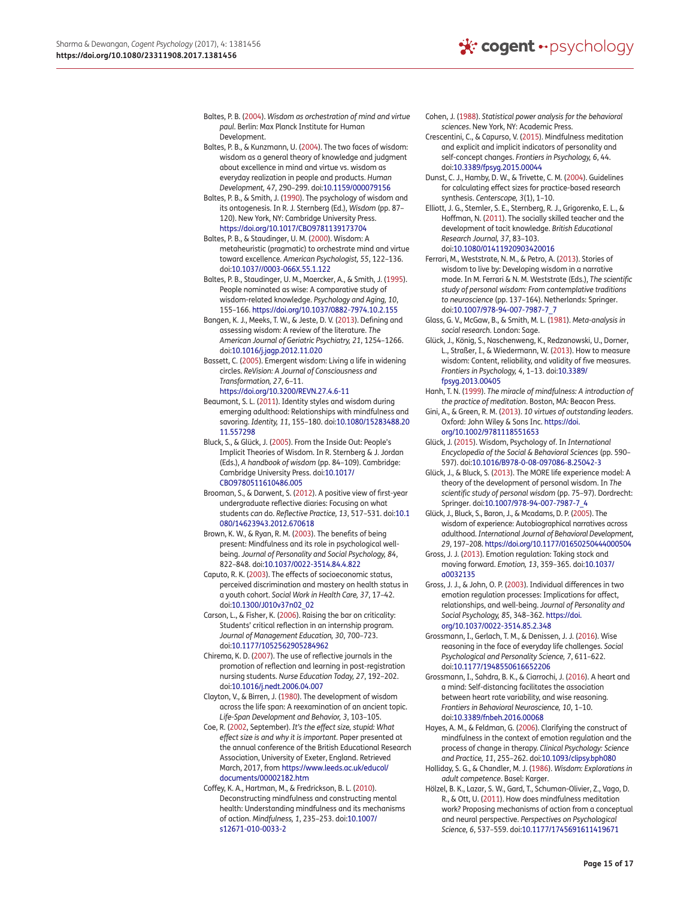Baltes, P. B. (2004). *Wisdom as orchestration of mind and virtue paul*. Berlin: Max Planck Institute for Human Development.

Baltes, P. B., & Kunzmann, U. (2004). The two faces of wisdom: wisdom as a general theory of knowledge and judgment about excellence in mind and virtue vs. wisdom as everyday realization in people and products. *Human Development, 47*, 290–299. doi:10.1159/000079156

Baltes, P. B., & Smith, J. (1990). The psychology of wisdom and its ontogenesis. In R. J. Sternberg (Ed.), *Wisdom* (pp. 87–120). New York, NY: Cambridge University Press. https://doi.org/10.1017/CBO9781139173704

Baltes, P. B., & Staudinger, U. M. (2000). Wisdom: A metaheuristic (pragmatic) to orchestrate mind and virtue toward excellence. *American Psychologist, 55*, 122–136. doi:10.1037//0003-066X.55.1.122

Baltes, P. B., Staudinger, U. M., Maercker, A., & Smith, J. (1995). People nominated as wise: A comparative study of wisdom-related knowledge. *Psychology and Aging, 10*, 155–166. https://doi.org/10.1037/0882-7974.10.2.155

Bangen, K. J., Meeks, T. W., & Jeste, D. V. (2013). Defining and assessing wisdom: A review of the literature. *The American Journal of Geriatric Psychiatry, 21*, 1254–1266. doi:10.1016/j.jagp.2012.11.020

Bassett, C. (2005). Emergent wisdom: Living a life in widening circles. *ReVision: A Journal of Consciousness and Transformation, 27*, 6–11. https://doi.org/10.3200/REVN.27.4.6-11

Beaumont, S. L. (2011). Identity styles and wisdom during emerging adulthood: Relationships with mindfulness and savoring. *Identity, 11*, 155–180. doi:10.1080/15283488.2011.557298

Bluck, S., & Glück, J. (2005). From the Inside Out: People's Implicit Theories of Wisdom. In R. Sternberg & J. Jordan (Eds.), *A handbook of wisdom* (pp. 84–109). Cambridge: Cambridge University Press. doi:10.1017/CBO9780511610486.005

Brooman, S., & Darwent, S. (2012). A positive view of first-year undergraduate reflective diaries: Focusing on what students *can* do. *Reflective Practice, 13*, 517–531. doi:10.1080/14623943.2012.670618

Brown, K. W., & Ryan, R. M. (2003). The benefits of being present: Mindfulness and its role in psychological well-being. *Journal of Personality and Social Psychology, 84*, 822–848. doi:10.1037/0022-3514.84.4.822

Caputo, R. K. (2003). The effects of socioeconomic status, perceived discrimination and mastery on health status in a youth cohort. *Social Work in Health Care, 37*, 17–42. doi:10.1300/J010v37n02_02

Carson, L., & Fisher, K. (2006). Raising the bar on criticality: Students' critical reflection in an internship program. *Journal of Management Education, 30*, 700–723. doi:10.1177/1052562905284962

Chirema, K. D. (2007). The use of reflective journals in the promotion of reflection and learning in post-registration nursing students. *Nurse Education Today, 27*, 192–202. doi:10.1016/j.nedt.2006.04.007

Clayton, V., & Birren, J. (1980). The development of wisdom across the life span: A reexamination of an ancient topic. *Life-Span Development and Behavior, 3*, 103–105.

Coe, R. (2002, September). *It's the effect size, stupid: What effect size is and why it is important*. Paper presented at the annual conference of the British Educational Research Association, University of Exeter, England. Retrieved March, 2017, from https://www.leeds.ac.uk/educol/documents/00002182.htm

Coffey, K. A., Hartman, M., & Fredrickson, B. L. (2010). Deconstructing mindfulness and constructing mental health: Understanding mindfulness and its mechanisms of action. *Mindfulness, 1*, 235–253. doi:10.1007/s12671-010-0033-2

Cohen, J. (1988). *Statistical power analysis for the behavioral sciences*. New York, NY: Academic Press.

Crescentini, C., & Capurso, V. (2015). Mindfulness meditation and explicit and implicit indicators of personality and self-concept changes. *Frontiers in Psychology, 6*, 44. doi:10.3389/fpsyg.2015.00044

Dunst, C. J., Hamby, D. W., & Trivette, C. M. (2004). Guidelines for calculating effect sizes for practice-based research synthesis. *Centerscope, 3*(1), 1–10.

Elliott, J. G., Stemler, S. E., Sternberg, R. J., Grigorenko, E. L., & Hoffman, N. (2011). The socially skilled teacher and the development of tacit knowledge. *British Educational Research Journal, 37*, 83–103. doi:10.1080/01411920903420016

Ferrari, M., Weststrate, N. M., & Petro, A. (2013). Stories of wisdom to live by: Developing wisdom in a narrative mode. In M. Ferrari & N. M. Weststrate (Eds.), *The scientific study of personal wisdom: From contemplative traditions to neuroscience* (pp. 137–164). Netherlands: Springer. doi:10.1007/978-94-007-7987-7_7

Glass, G. V., McGaw, B., & Smith, M. L. (1981). *Meta-analysis in social research*. London: Sage.

Glück, J., König, S., Naschenweng, K., Redzanowski, U., Dorner, L., Straßer, I., & Wiedermann, W. (2013). How to measure wisdom: Content, reliability, and validity of five measures. *Frontiers in Psychology, 4*, 1–13. doi:10.3389/fpsyg.2013.00405

Hanh, T. N. (1999). *The miracle of mindfulness: A introduction of the practice of meditation*. Boston, MA: Beacon Press.

Gini, A., & Green, R. M. (2013). *10 virtues of outstanding leaders*. Oxford: John Wiley & Sons Inc. https://doi.org/10.1002/9781118551653

Glück, J. (2015). Wisdom, Psychology of. In *International Encyclopedia of the Social & Behavioral Sciences* (pp. 590–597). doi:10.1016/B978-0-08-097086-8.25042-3

Glück, J., & Bluck, S. (2013). The MORE life experience model: A theory of the development of personal wisdom. In *The scientific study of personal wisdom* (pp. 75–97). Dordrecht: Springer. doi:10.1007/978-94-007-7987-7_4

Glück, J., Bluck, S., Baron, J., & Mcadams, D. P. (2005). The wisdom of experience: Autobiographical narratives across adulthood. *International Journal of Behavioral Development, 29*, 197–208. https://doi.org/10.1177/01650250444000504

Gross, J. J. (2013). Emotion regulation: Taking stock and moving forward. *Emotion, 13*, 359–365. doi:10.1037/a0032135

Gross, J. J., & John, O. P. (2003). Individual differences in two emotion regulation processes: Implications for affect, relationships, and well-being. *Journal of Personality and Social Psychology, 85*, 348–362. https://doi.org/10.1037/0022-3514.85.2.348

Grossmann, I., Gerlach, T. M., & Denissen, J. J. (2016). Wise reasoning in the face of everyday life challenges. *Social Psychological and Personality Science, 7*, 611–622. doi:10.1177/1948550616652206

Grossmann, I., Sahdra, B. K., & Ciarrochi, J. (2016). A heart and a mind: Self-distancing facilitates the association between heart rate variability, and wise reasoning. *Frontiers in Behavioral Neuroscience, 10*, 1–10. doi:10.3389/fnbeh.2016.00068

Hayes, A. M., & Feldman, G. (2006). Clarifying the construct of mindfulness in the context of emotion regulation and the process of change in therapy. *Clinical Psychology: Science and Practice, 11*, 255–262. doi:10.1093/clipsy.bph080

Holliday, S. G., & Chandler, M. J. (1986). *Wisdom: Explorations in adult competence*. Basel: Karger.

Hölzel, B. K., Lazar, S. W., Gard, T., Schuman-Olivier, Z., Vago, D. R., & Ott, U. (2011). How does mindfulness meditation work? Proposing mechanisms of action from a conceptual and neural perspective. *Perspectives on Psychological Science, 6*, 537–559. doi:10.1177/1745691611419671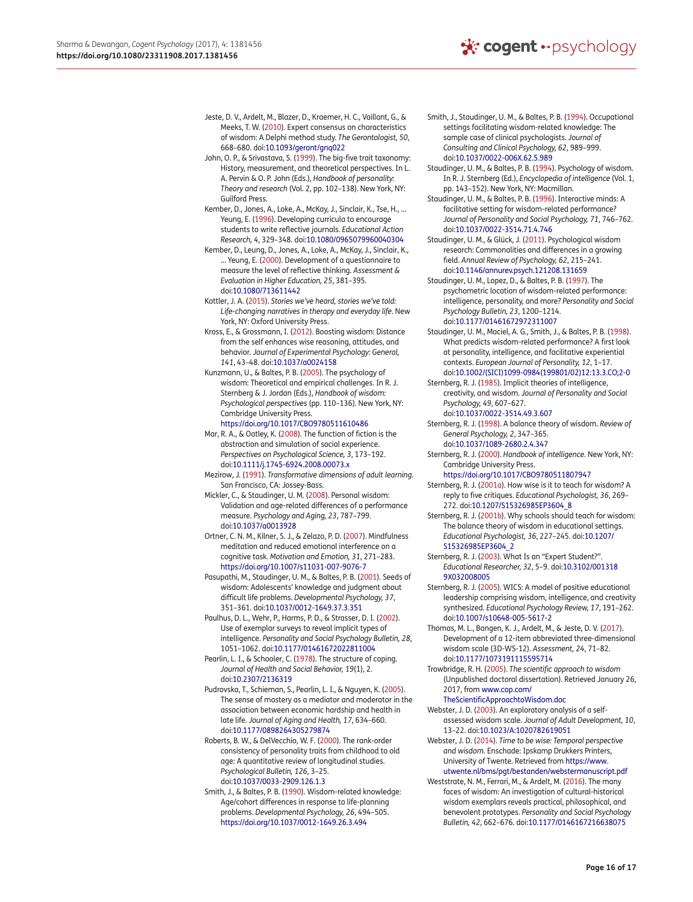Jeste, D. V., Ardelt, M., Blazer, D., Kraemer, H. C., Vaillant, G., & Meeks, T. W. (2010). Expert consensus on characteristics of wisdom: A Delphi method study. *The Gerontologist, 50*, 668–680. doi:10.1093/geront/gnq022

John, O. P., & Srivastava, S. (1999). The big-five trait taxonomy: History, measurement, and theoretical perspectives. In L. A. Pervin & O. P. John (Eds.), *Handbook of personality: Theory and research* (Vol. 2, pp. 102–138). New York, NY: Guilford Press.

Kember, D., Jones, A., Loke, A., McKay, J., Sinclair, K., Tse, H., ... Yeung, E. (1996). Developing curricula to encourage students to write reflective journals. *Educational Action Research, 4*, 329–348. doi:10.1080/0965079960040304

Kember, D., Leung, D., Jones, A., Loke, A., McKay, J., Sinclair, K., ... Yeung, E. (2000). Development of a questionnaire to measure the level of reflective thinking. *Assessment & Evaluation in Higher Education, 25*, 381–395. doi:10.1080/713611442

Kottler, J. A. (2015). *Stories we've heard, stories we've told: Life-changing narratives in therapy and everyday life*. New York, NY: Oxford University Press.

Kross, E., & Grossmann, I. (2012). Boosting wisdom: Distance from the self enhances wise reasoning, attitudes, and behavior. *Journal of Experimental Psychology: General, 141*, 43–48. doi:10.1037/a0024158

Kunzmann, U., & Baltes, P. B. (2005). The psychology of wisdom: Theoretical and empirical challenges. In R. J. Sternberg & J. Jordan (Eds.), *Handbook of wisdom: Psychological perspectives* (pp. 110–136). New York, NY: Cambridge University Press. https://doi.org/10.1017/CBO9780511610486

Mar, R. A., & Oatley, K. (2008). The function of fiction is the abstraction and simulation of social experience. *Perspectives on Psychological Science, 3*, 173–192. doi:10.1111/j.1745-6924.2008.00073.x

Mezirow, J. (1991). *Transformative dimensions of adult learning*. San Francisco, CA: Jossey-Bass.

Mickler, C., & Staudinger, U. M. (2008). Personal wisdom: Validation and age-related differences of a performance measure. *Psychology and Aging, 23*, 787–799. doi:10.1037/a0013928

Ortner, C. N. M., Kilner, S. J., & Zelazo, P. D. (2007). Mindfulness meditation and reduced emotional interference on a cognitive task. *Motivation and Emotion, 31*, 271–283. https://doi.org/10.1007/s11031-007-9076-7

Pasupathi, M., Staudinger, U. M., & Baltes, P. B. (2001). Seeds of wisdom: Adolescents' knowledge and judgment about difficult life problems. *Developmental Psychology, 37*, 351–361. doi:10.1037/0012-1649.37.3.351

Paulhus, D. L., Wehr, P., Harms, P. D., & Strasser, D. I. (2002). Use of exemplar surveys to reveal implicit types of intelligence. *Personality and Social Psychology Bulletin, 28*, 1051–1062. doi:10.1177/01461672022811004

Pearlin, L. I., & Schooler, C. (1978). The structure of coping. *Journal of Health and Social Behavior, 19*(1), 2. doi:10.2307/2136319

Pudrovska, T., Schieman, S., Pearlin, L. I., & Nguyen, K. (2005). The sense of mastery as a mediator and moderator in the association between economic hardship and health in late life. *Journal of Aging and Health, 17*, 634–660. doi:10.1177/0898264305279874

Roberts, B. W., & DelVecchio, W. F. (2000). The rank-order consistency of personality traits from childhood to old age: A quantitative review of longitudinal studies. *Psychological Bulletin, 126*, 3–25. doi:10.1037/0033-2909.126.1.3

Smith, J., & Baltes, P. B. (1990). Wisdom-related knowledge: Age/cohort differences in response to life-planning problems. *Developmental Psychology, 26*, 494–505. https://doi.org/10.1037/0012-1649.26.3.494

Smith, J., Staudinger, U. M., & Baltes, P. B. (1994). Occupational settings facilitating wisdom-related knowledge: The sample case of clinical psychologists. *Journal of Consulting and Clinical Psychology, 62*, 989–999. doi:10.1037/0022-006X.62.5.989

Staudinger, U. M., & Baltes, P. B. (1994). Psychology of wisdom. In R. J. Sternberg (Ed.), *Encyclopedia of intelligence* (Vol. 1, pp. 143–152). New York, NY: Macmillan.

Staudinger, U. M., & Baltes, P. B. (1996). Interactive minds: A facilitative setting for wisdom-related performance? *Journal of Personality and Social Psychology, 71*, 746–762. doi:10.1037/0022-3514.71.4.746

Staudinger, U. M., & Glück, J. (2011). Psychological wisdom research: Commonalities and differences in a growing field. *Annual Review of Psychology, 62*, 215–241. doi:10.1146/annurev.psych.121208.131659

Staudinger, U. M., Lopez, D., & Baltes, P. B. (1997). The psychometric location of wisdom-related performance: intelligence, personality, and more? *Personality and Social Psychology Bulletin, 23*, 1200–1214. doi:10.1177/01461672972311007

Staudinger, U. M., Maciel, A. G., Smith, J., & Baltes, P. B. (1998). What predicts wisdom-related performance? A first look at personality, intelligence, and facilitative experiential contexts. *European Journal of Personality, 12*, 1–17. doi:10.1002/(SICI)1099-0984(199801/02)12:13.3.CO;2-0

Sternberg, R. J. (1985). Implicit theories of intelligence, creativity, and wisdom. *Journal of Personality and Social Psychology, 49*, 607–627. doi:10.1037/0022-3514.49.3.607

Sternberg, R. J. (1998). A balance theory of wisdom. *Review of General Psychology, 2*, 347–365. doi:10.1037/1089-2680.2.4.347

Sternberg, R. J. (2000). *Handbook of intelligence*. New York, NY: Cambridge University Press. https://doi.org/10.1017/CBO9780511807947

Sternberg, R. J. (2001a). How wise is it to teach for wisdom? A reply to five critiques. *Educational Psychologist, 36*, 269–272. doi:10.1207/S15326985EP3604_8

Sternberg, R. J. (2001b). Why schools should teach for wisdom: The balance theory of wisdom in educational settings. *Educational Psychologist, 36*, 227–245. doi:10.1207/S15326985EP3604_2

Sternberg, R. J. (2003). What Is an "Expert Student?". *Educational Researcher, 32*, 5–9. doi:10.3102/0013189X032008005

Sternberg, R. J. (2005). WICS: A model of positive educational leadership comprising wisdom, intelligence, and creativity synthesized. *Educational Psychology Review, 17*, 191–262. doi:10.1007/s10648-005-5617-2

Thomas, M. L., Bangen, K. J., Ardelt, M., & Jeste, D. V. (2017). Development of a 12-item abbreviated three-dimensional wisdom scale (3D-WS-12). *Assessment, 24*, 71–82. doi:10.1177/1073191115595714

Trowbridge, R. H. (2005). *The scientific approach to wisdom* (Unpublished doctoral dissertation). Retrieved January 26, 2017, from www.cop.com/TheScientificApproachtoWisdom.doc

Webster, J. D. (2003). An exploratory analysis of a self-assessed wisdom scale. *Journal of Adult Development, 10*, 13–22. doi:10.1023/A:1020782619051

Webster, J. D. (2014). *Time to be wise: Temporal perspective and wisdom*. Enschade: Ipskamp Drukkers Printers, University of Twente. Retrieved from https://www.utwente.nl/bms/pgt/bestanden/webstermanuscript.pdf

Weststrate, N. M., Ferrari, M., & Ardelt, M. (2016). The many faces of wisdom: An investigation of cultural-historical wisdom exemplars reveals practical, philosophical, and benevolent prototypes. *Personality and Social Psychology Bulletin, 42*, 662–676. doi:10.1177/0146167216638075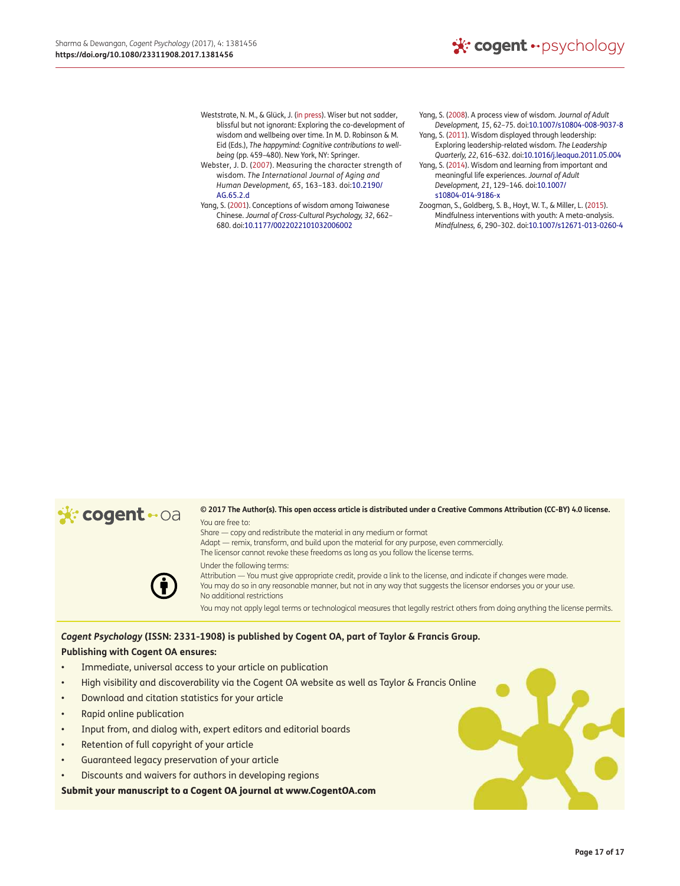Weststrate, N. M., & Glück, J. (in press). Wiser but not sadder, blissful but not ignorant: Exploring the co-development of wisdom and wellbeing over time. In M. D. Robinson & M. Eid (Eds.), *The happymind: Cognitive contributions to well-being* (pp. 459–480). New York, NY: Springer.

Webster, J. D. (2007). Measuring the character strength of wisdom. *The International Journal of Aging and Human Development, 65*, 163–183. doi:10.2190/AG.65.2.d

Yang, S. (2001). Conceptions of wisdom among Taiwanese Chinese. *Journal of Cross-Cultural Psychology, 32*, 662–680. doi:10.1177/0022022101032006002

Yang, S. (2008). A process view of wisdom. *Journal of Adult Development, 15*, 62–75. doi:10.1007/s10804-008-9037-8

Yang, S. (2011). Wisdom displayed through leadership: Exploring leadership-related wisdom. *The Leadership Quarterly, 22*, 616–632. doi:10.1016/j.leaqua.2011.05.004

Yang, S. (2014). Wisdom and learning from important and meaningful life experiences. *Journal of Adult Development, 21*, 129–146. doi:10.1007/s10804-014-9186-x

Zoogman, S., Goldberg, S. B., Hoyt, W. T., & Miller, L. (2015). Mindfulness interventions with youth: A meta-analysis. *Mindfulness, 6*, 290–302. doi:10.1007/s12671-013-0260-4

**© 2017 The Author(s). This open access article is distributed under a Creative Commons Attribution (CC-BY) 4.0 license.**

You are free to:

Share — copy and redistribute the material in any medium or format

Adapt — remix, transform, and build upon the material for any purpose, even commercially.

The licensor cannot revoke these freedoms as long as you follow the license terms.

Under the following terms:

Attribution — You must give appropriate credit, provide a link to the license, and indicate if changes were made.

You may do so in any reasonable manner, but not in any way that suggests the licensor endorses you or your use.

No additional restrictions

You may not apply legal terms or technological measures that legally restrict others from doing anything the license permits.

***Cogent Psychology*** **(ISSN: 2331-1908) is published by Cogent OA, part of Taylor & Francis Group.**

**Publishing with Cogent OA ensures:**

- Immediate, universal access to your article on publication
- High visibility and discoverability via the Cogent OA website as well as Taylor & Francis Online
- Download and citation statistics for your article
- Rapid online publication
- Input from, and dialog with, expert editors and editorial boards
- Retention of full copyright of your article
- Guaranteed legacy preservation of your article
- Discounts and waivers for authors in developing regions

**Submit your manuscript to a Cogent OA journal at www.CogentOA.com**